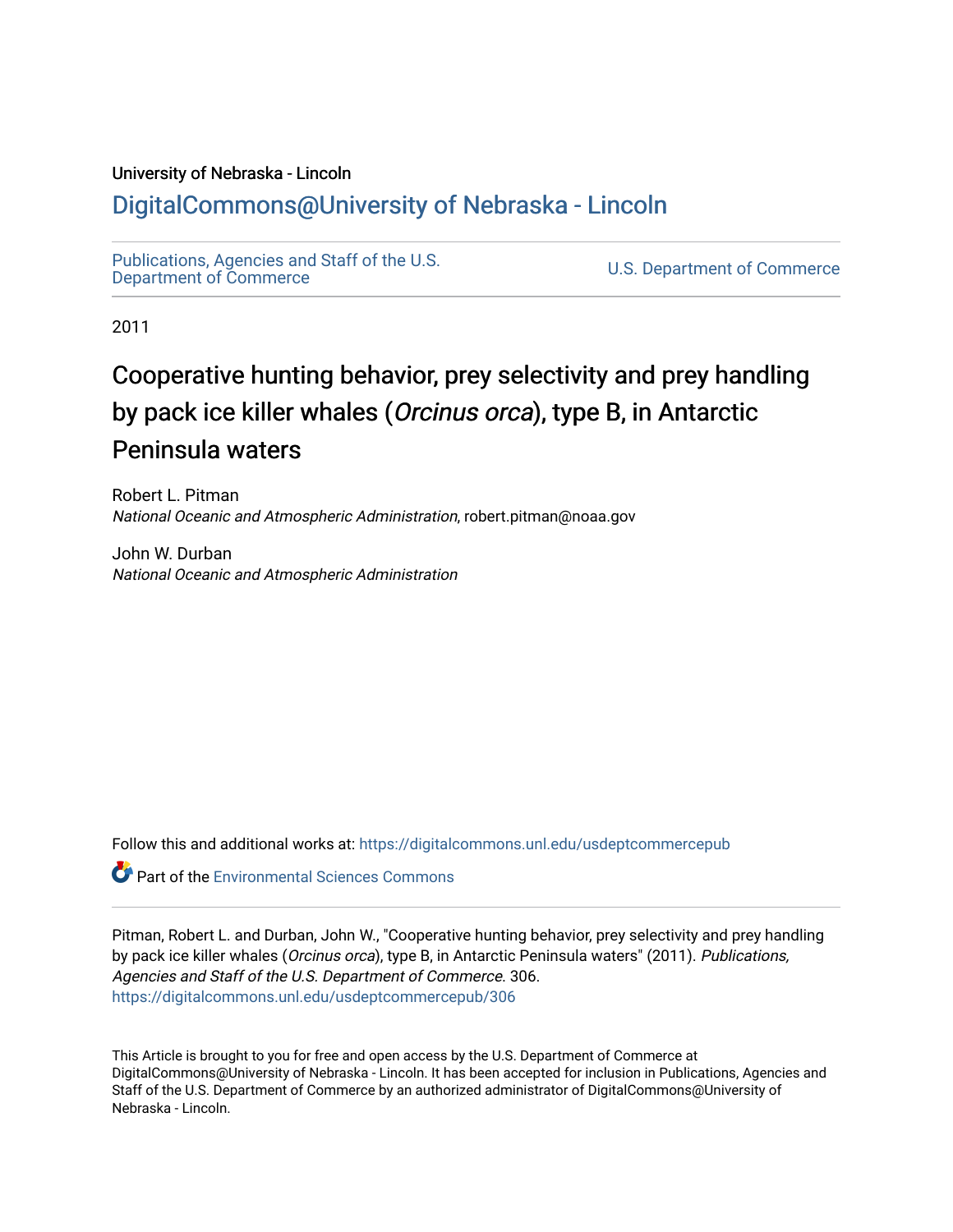University of Nebraska - Lincoln

# DigitalCommons@University of Nebraska - Lincoln

Publications, Agencies and Staff of the U.S. Department of Commerce

U.S. Department of Commerce

2011

# Cooperative hunting behavior, prey selectivity and prey handling by pack ice killer whales (*Orcinus orca*), type B, in Antarctic Peninsula waters

Robert L. Pitman
*National Oceanic and Atmospheric Administration*, robert.pitman@noaa.gov

John W. Durban
*National Oceanic and Atmospheric Administration*

Follow this and additional works at: https://digitalcommons.unl.edu/usdeptcommercepub

Part of the Environmental Sciences Commons

Pitman, Robert L. and Durban, John W., "Cooperative hunting behavior, prey selectivity and prey handling by pack ice killer whales (*Orcinus orca*), type B, in Antarctic Peninsula waters" (2011). *Publications, Agencies and Staff of the U.S. Department of Commerce*. 306.
https://digitalcommons.unl.edu/usdeptcommercepub/306

This Article is brought to you for free and open access by the U.S. Department of Commerce at DigitalCommons@University of Nebraska - Lincoln. It has been accepted for inclusion in Publications, Agencies and Staff of the U.S. Department of Commerce by an authorized administrator of DigitalCommons@University of Nebraska - Lincoln.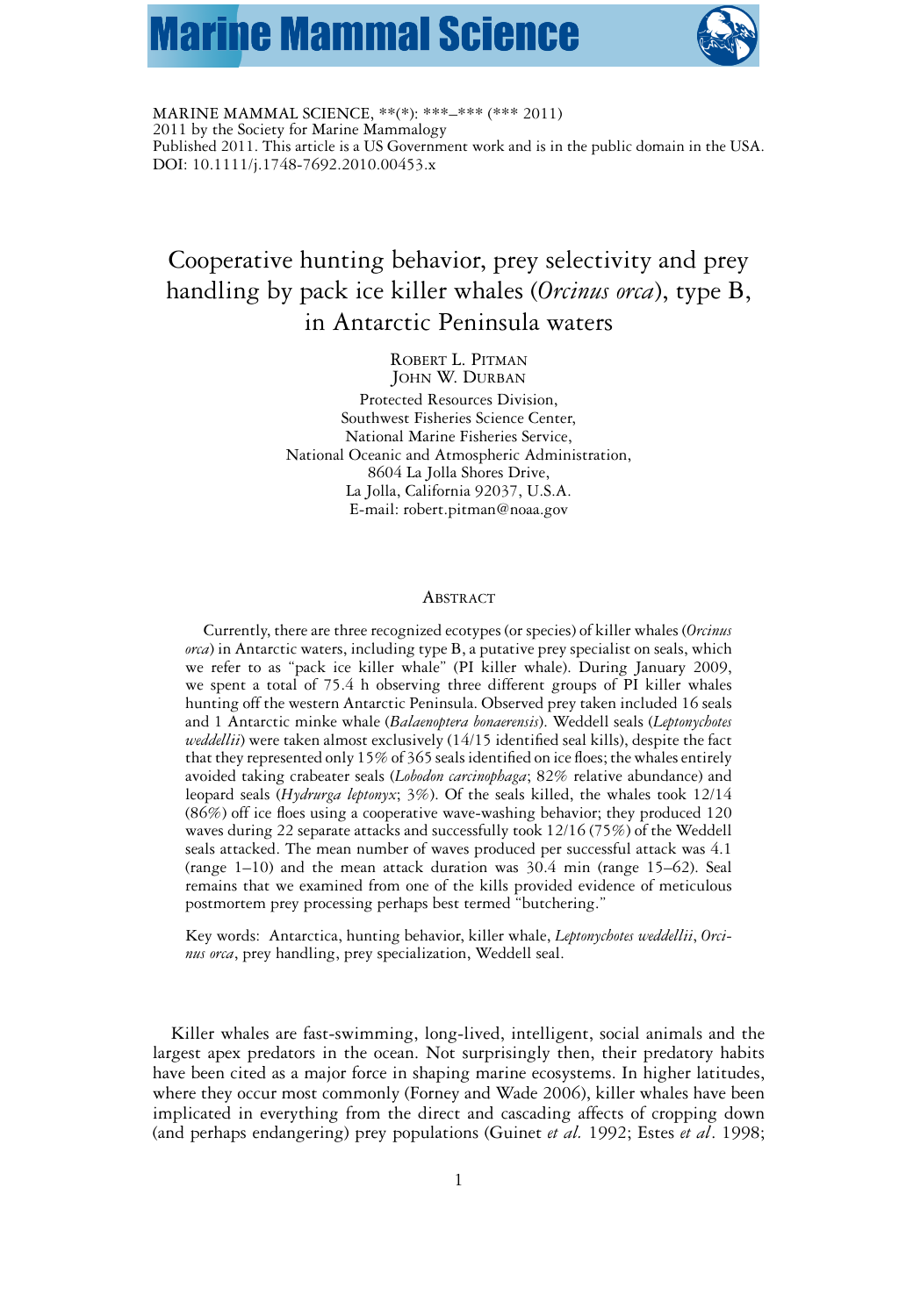MARINE MAMMAL SCIENCE, **(*): ***–*** (*** 2011)
2011 by the Society for Marine Mammalogy
Published 2011. This article is a US Government work and is in the public domain in the USA.
DOI: 10.1111/j.1748-7692.2010.00453.x

# Cooperative hunting behavior, prey selectivity and prey handling by pack ice killer whales (*Orcinus orca*), type B, in Antarctic Peninsula waters

ROBERT L. PITMAN
JOHN W. DURBAN

Protected Resources Division,
Southwest Fisheries Science Center,
National Marine Fisheries Service,
National Oceanic and Atmospheric Administration,
8604 La Jolla Shores Drive,
La Jolla, California 92037, U.S.A.
E-mail: robert.pitman@noaa.gov

## ABSTRACT

Currently, there are three recognized ecotypes (or species) of killer whales (*Orcinus orca*) in Antarctic waters, including type B, a putative prey specialist on seals, which we refer to as "pack ice killer whale" (PI killer whale). During January 2009, we spent a total of 75.4 h observing three different groups of PI killer whales hunting off the western Antarctic Peninsula. Observed prey taken included 16 seals and 1 Antarctic minke whale (*Balaenoptera bonaerensis*). Weddell seals (*Leptonychotes weddellii*) were taken almost exclusively (14/15 identified seal kills), despite the fact that they represented only 15% of 365 seals identified on ice floes; the whales entirely avoided taking crabeater seals (*Lobodon carcinophaga*; 82% relative abundance) and leopard seals (*Hydrurga leptonyx*; 3%). Of the seals killed, the whales took 12/14 (86%) off ice floes using a cooperative wave-washing behavior; they produced 120 waves during 22 separate attacks and successfully took 12/16 (75%) of the Weddell seals attacked. The mean number of waves produced per successful attack was 4.1 (range 1–10) and the mean attack duration was 30.4 min (range 15–62). Seal remains that we examined from one of the kills provided evidence of meticulous postmortem prey processing perhaps best termed "butchering."

Key words: Antarctica, hunting behavior, killer whale, *Leptonychotes weddellii*, *Orcinus orca*, prey handling, prey specialization, Weddell seal.

Killer whales are fast-swimming, long-lived, intelligent, social animals and the largest apex predators in the ocean. Not surprisingly then, their predatory habits have been cited as a major force in shaping marine ecosystems. In higher latitudes, where they occur most commonly (Forney and Wade 2006), killer whales have been implicated in everything from the direct and cascading affects of cropping down (and perhaps endangering) prey populations (Guinet *et al.* 1992; Estes *et al*. 1998;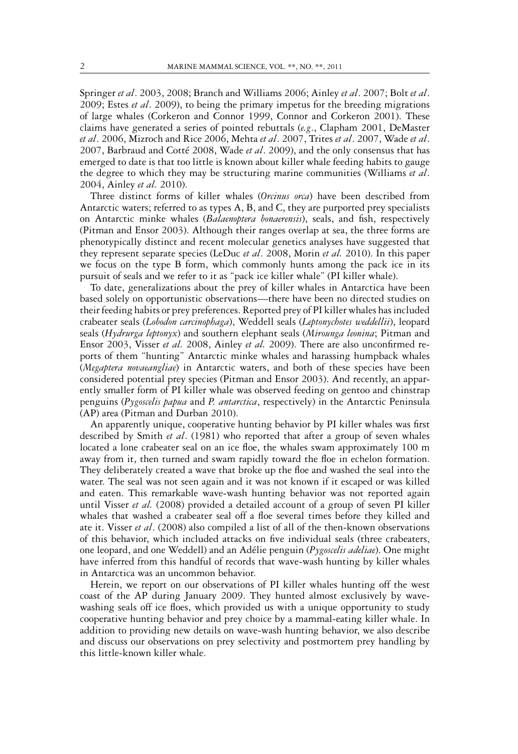Springer *et al*. 2003, 2008; Branch and Williams 2006; Ainley *et al*. 2007; Bolt *et al*. 2009; Estes *et al*. 2009), to being the primary impetus for the breeding migrations of large whales (Corkeron and Connor 1999, Connor and Corkeron 2001). These claims have generated a series of pointed rebuttals (*e.g*., Clapham 2001, DeMaster *et al*. 2006, Mizroch and Rice 2006, Mehta *et al*. 2007, Trites *et al*. 2007, Wade *et al*. 2007, Barbraud and Cotté 2008, Wade *et al*. 2009), and the only consensus that has emerged to date is that too little is known about killer whale feeding habits to gauge the degree to which they may be structuring marine communities (Williams *et al*. 2004, Ainley *et al.* 2010).

Three distinct forms of killer whales (*Orcinus orca*) have been described from Antarctic waters; referred to as types A, B, and C, they are purported prey specialists on Antarctic minke whales (*Balaenoptera bonaerensis*), seals, and fish, respectively (Pitman and Ensor 2003). Although their ranges overlap at sea, the three forms are phenotypically distinct and recent molecular genetics analyses have suggested that they represent separate species (LeDuc *et al*. 2008, Morin *et al.* 2010). In this paper we focus on the type B form, which commonly hunts among the pack ice in its pursuit of seals and we refer to it as "pack ice killer whale" (PI killer whale).

To date, generalizations about the prey of killer whales in Antarctica have been based solely on opportunistic observations—there have been no directed studies on their feeding habits or prey preferences. Reported prey of PI killer whales has included crabeater seals (*Lobodon carcinophaga*), Weddell seals (*Leptonychotes weddellii*), leopard seals (*Hydrurga leptonyx*) and southern elephant seals (*Mirounga leonina*; Pitman and Ensor 2003, Visser *et al.* 2008, Ainley *et al.* 2009). There are also unconfirmed reports of them "hunting" Antarctic minke whales and harassing humpback whales (*Megaptera novaeangliae*) in Antarctic waters, and both of these species have been considered potential prey species (Pitman and Ensor 2003). And recently, an apparently smaller form of PI killer whale was observed feeding on gentoo and chinstrap penguins (*Pygoscelis papua* and *P. antarctica*, respectively) in the Antarctic Peninsula (AP) area (Pitman and Durban 2010).

An apparently unique, cooperative hunting behavior by PI killer whales was first described by Smith *et al*. (1981) who reported that after a group of seven whales located a lone crabeater seal on an ice floe, the whales swam approximately 100 m away from it, then turned and swam rapidly toward the floe in echelon formation. They deliberately created a wave that broke up the floe and washed the seal into the water. The seal was not seen again and it was not known if it escaped or was killed and eaten. This remarkable wave-wash hunting behavior was not reported again until Visser *et al.* (2008) provided a detailed account of a group of seven PI killer whales that washed a crabeater seal off a floe several times before they killed and ate it. Visser *et al*. (2008) also compiled a list of all of the then-known observations of this behavior, which included attacks on five individual seals (three crabeaters, one leopard, and one Weddell) and an Adélie penguin (*Pygoscelis adeliae*). One might have inferred from this handful of records that wave-wash hunting by killer whales in Antarctica was an uncommon behavior.

Herein, we report on our observations of PI killer whales hunting off the west coast of the AP during January 2009. They hunted almost exclusively by wave-washing seals off ice floes, which provided us with a unique opportunity to study cooperative hunting behavior and prey choice by a mammal-eating killer whale. In addition to providing new details on wave-wash hunting behavior, we also describe and discuss our observations on prey selectivity and postmortem prey handling by this little-known killer whale.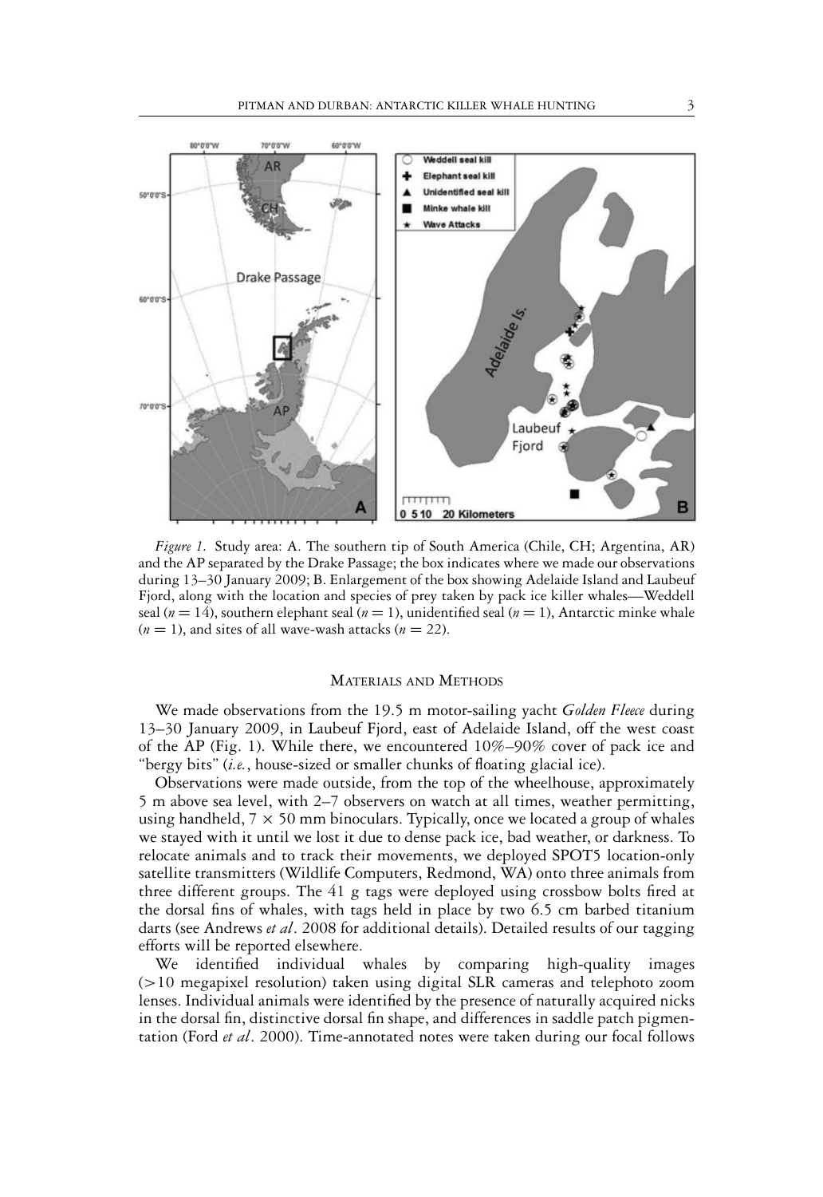*Figure 1.* Study area: A. The southern tip of South America (Chile, CH; Argentina, AR) and the AP separated by the Drake Passage; the box indicates where we made our observations during 13–30 January 2009; B. Enlargement of the box showing Adelaide Island and Laubeuf Fjord, along with the location and species of prey taken by pack ice killer whales—Weddell seal ($n = 14$), southern elephant seal ($n = 1$), unidentified seal ($n = 1$), Antarctic minke whale ($n = 1$), and sites of all wave-wash attacks ($n = 22$).

## Materials and Methods

We made observations from the 19.5 m motor-sailing yacht *Golden Fleece* during 13–30 January 2009, in Laubeuf Fjord, east of Adelaide Island, off the west coast of the AP (Fig. 1). While there, we encountered 10%–90% cover of pack ice and "bergy bits" (*i.e.*, house-sized or smaller chunks of floating glacial ice).

Observations were made outside, from the top of the wheelhouse, approximately 5 m above sea level, with 2–7 observers on watch at all times, weather permitting, using handheld, $7 \times 50$ mm binoculars. Typically, once we located a group of whales we stayed with it until we lost it due to dense pack ice, bad weather, or darkness. To relocate animals and to track their movements, we deployed SPOT5 location-only satellite transmitters (Wildlife Computers, Redmond, WA) onto three animals from three different groups. The 41 g tags were deployed using crossbow bolts fired at the dorsal fins of whales, with tags held in place by two 6.5 cm barbed titanium darts (see Andrews *et al*. 2008 for additional details). Detailed results of our tagging efforts will be reported elsewhere.

We identified individual whales by comparing high-quality images (>10 megapixel resolution) taken using digital SLR cameras and telephoto zoom lenses. Individual animals were identified by the presence of naturally acquired nicks in the dorsal fin, distinctive dorsal fin shape, and differences in saddle patch pigmentation (Ford *et al*. 2000). Time-annotated notes were taken during our focal follows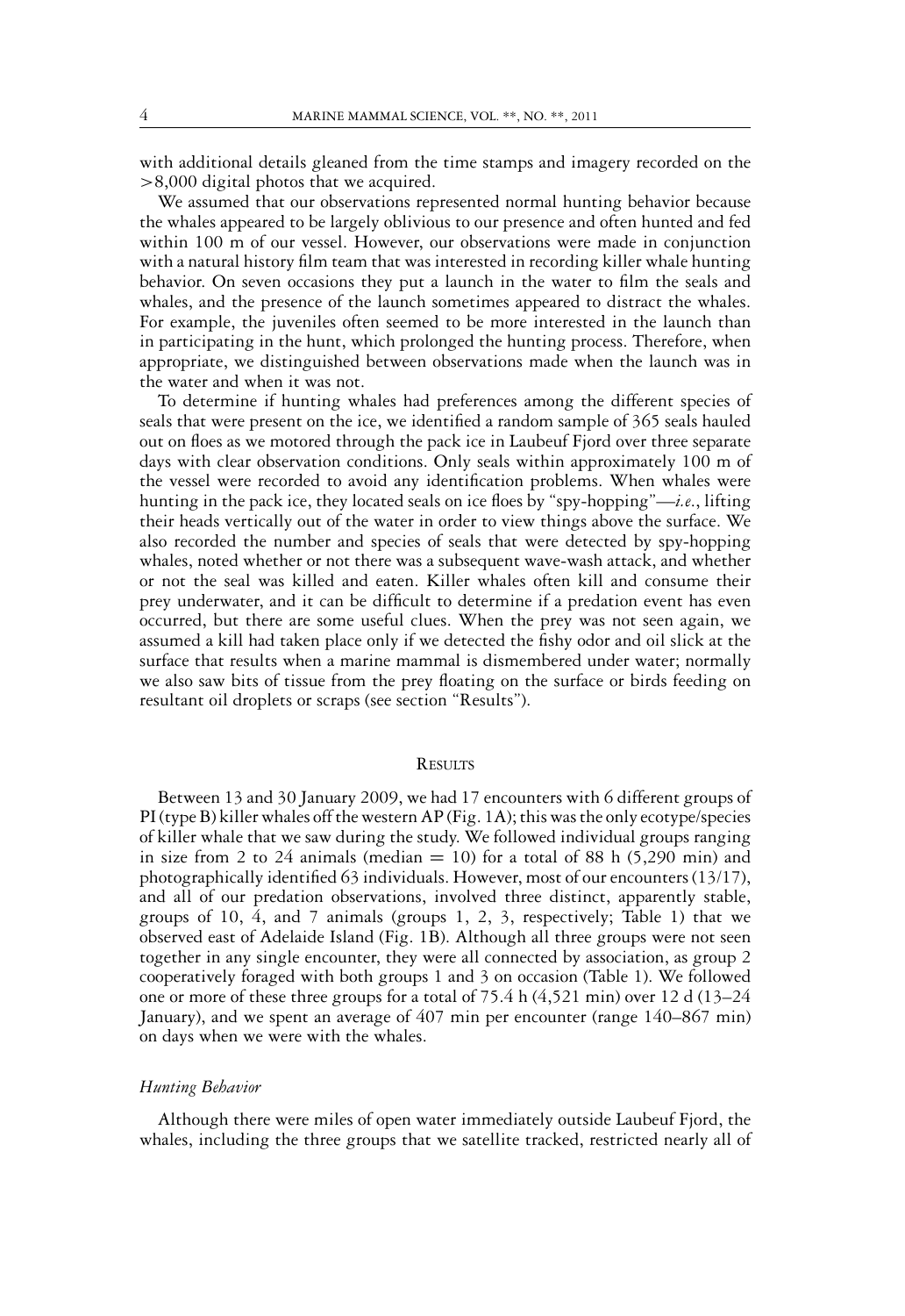with additional details gleaned from the time stamps and imagery recorded on the >8,000 digital photos that we acquired.

We assumed that our observations represented normal hunting behavior because the whales appeared to be largely oblivious to our presence and often hunted and fed within 100 m of our vessel. However, our observations were made in conjunction with a natural history film team that was interested in recording killer whale hunting behavior. On seven occasions they put a launch in the water to film the seals and whales, and the presence of the launch sometimes appeared to distract the whales. For example, the juveniles often seemed to be more interested in the launch than in participating in the hunt, which prolonged the hunting process. Therefore, when appropriate, we distinguished between observations made when the launch was in the water and when it was not.

To determine if hunting whales had preferences among the different species of seals that were present on the ice, we identified a random sample of 365 seals hauled out on floes as we motored through the pack ice in Laubeuf Fjord over three separate days with clear observation conditions. Only seals within approximately 100 m of the vessel were recorded to avoid any identification problems. When whales were hunting in the pack ice, they located seals on ice floes by "spy-hopping"—*i.e.*, lifting their heads vertically out of the water in order to view things above the surface. We also recorded the number and species of seals that were detected by spy-hopping whales, noted whether or not there was a subsequent wave-wash attack, and whether or not the seal was killed and eaten. Killer whales often kill and consume their prey underwater, and it can be difficult to determine if a predation event has even occurred, but there are some useful clues. When the prey was not seen again, we assumed a kill had taken place only if we detected the fishy odor and oil slick at the surface that results when a marine mammal is dismembered under water; normally we also saw bits of tissue from the prey floating on the surface or birds feeding on resultant oil droplets or scraps (see section "Results").

## Results

Between 13 and 30 January 2009, we had 17 encounters with 6 different groups of PI (type B) killer whales off the western AP (Fig. 1A); this was the only ecotype/species of killer whale that we saw during the study. We followed individual groups ranging in size from 2 to 24 animals (median = 10) for a total of 88 h (5,290 min) and photographically identified 63 individuals. However, most of our encounters (13/17), and all of our predation observations, involved three distinct, apparently stable, groups of 10, 4, and 7 animals (groups 1, 2, 3, respectively; Table 1) that we observed east of Adelaide Island (Fig. 1B). Although all three groups were not seen together in any single encounter, they were all connected by association, as group 2 cooperatively foraged with both groups 1 and 3 on occasion (Table 1). We followed one or more of these three groups for a total of 75.4 h (4,521 min) over 12 d (13–24 January), and we spent an average of 407 min per encounter (range 140–867 min) on days when we were with the whales.

### *Hunting Behavior*

Although there were miles of open water immediately outside Laubeuf Fjord, the whales, including the three groups that we satellite tracked, restricted nearly all of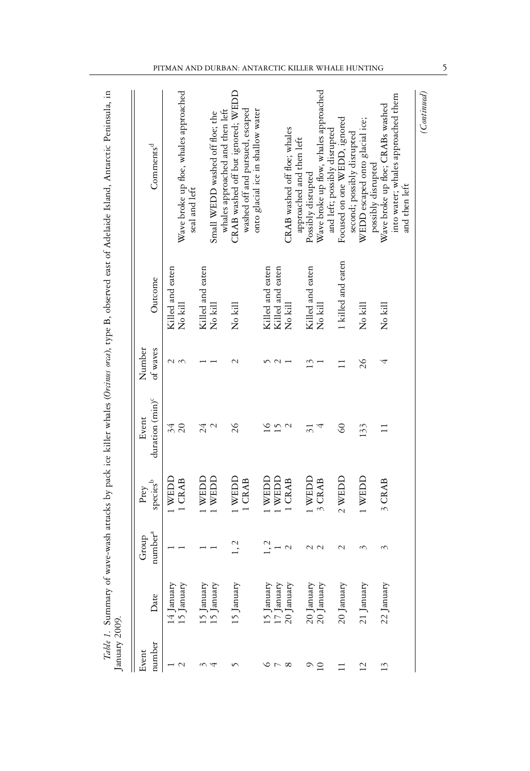*Table 1.* Summary of wave-wash attacks by pack ice killer whales (*Orcinus orca*), type B, observed east of Adelaide Island, Antarctic Peninsula, in January 2009.

| Event number | Date | Group number[a] | Prey species[b] | Event duration (min)[c] | Number of waves | Outcome | Comments[d] |
|---|---|---|---|---|---|---|---|
| 1 | 14 January | 1 | 1 WEDD | 34 | 2 | Killed and eaten | |
| 2 | 15 January | 1 | 1 CRAB | 20 | 3 | No kill | Wave broke up floe, whales approached seal and left |
| 3 | 15 January | 1 | 1 WEDD | 24 | 1 | Killed and eaten | |
| 4 | 15 January | 1 | 1 WEDD | 2 | 1 | No kill | Small WEDD washed off floe; the whales approached and then left |
| 5 | 15 January | 1, 2 | 1 WEDD<br>1 CRAB | 26 | 2 | No kill | CRAB washed off but ignored; WEDD washed off and pursued, escaped onto glacial ice in shallow water |
| 6 | 15 January | 1, 2 | 1 WEDD | 16 | 5 | Killed and eaten | |
| 7 | 17 January | 1 | 1 WEDD | 15 | 2 | Killed and eaten | |
| 8 | 20 January | 2 | 1 CRAB | 2 | 1 | No kill | CRAB washed off floe; whales approached and then left |
| 9 | 20 January | 2 | 1 WEDD | 31 | 13 | Killed and eaten | Possibly disrupted |
| 10 | 20 January | 2 | 3 CRAB | 4 | 1 | No kill | Wave broke up flow, whales approached and left; possibly disrupted |
| 11 | 20 January | 2 | 2 WEDD | 60 | 11 | 1 killed and eaten | Focused on one WEDD, ignored second; possibly disrupted |
| 12 | 21 January | 3 | 1 WEDD | 133 | 26 | No kill | WEDD escaped onto glacial ice; possibly disrupted |
| 13 | 22 January | 3 | 3 CRAB | 11 | 4 | No kill | Wave broke up floe; CRABs washed into water; whales approached them and then left |

(*Continued*)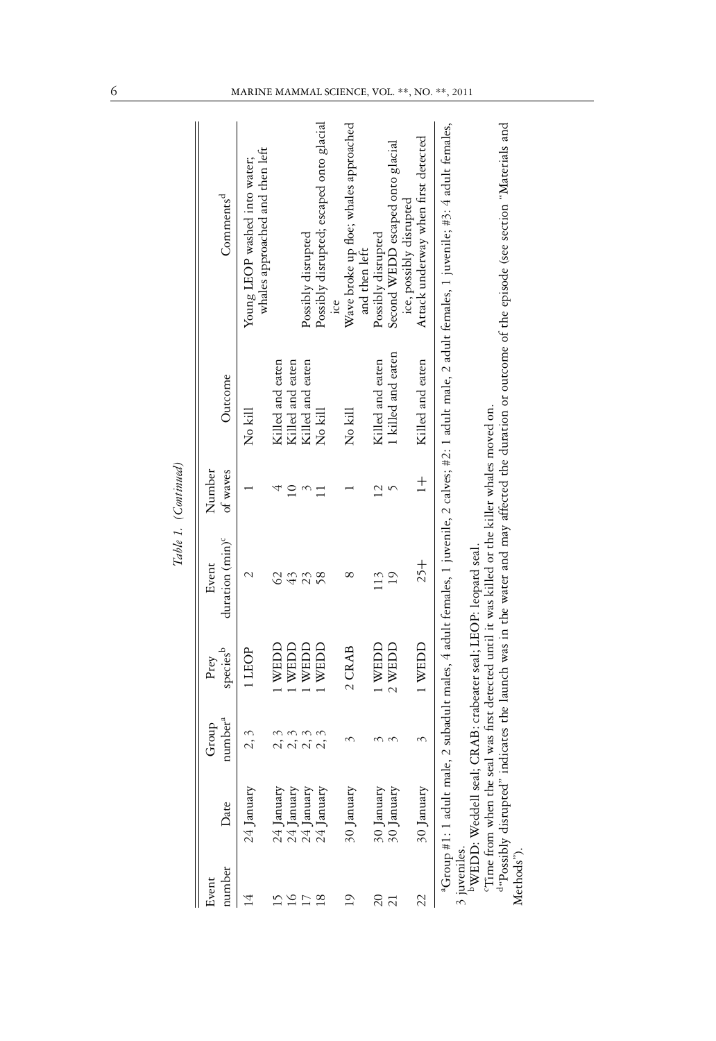*Table 1.* (*Continued*)

| Event number | Date | Group number[a] | Prey species[b] | Event duration (min)[c] | Number of waves | Outcome | Comments[d] |
|---|---|---|---|---|---|---|---|
| 14 | 24 January | 2, 3 | 1 LEOP | 2 | 1 | No kill | Young LEOP washed into water; whales approached and then left |
| 15 | 24 January | 2, 3 | 1 WEDD | 62 | 4 | Killed and eaten | |
| 16 | 24 January | 2, 3 | 1 WEDD | 43 | 10 | Killed and eaten | |
| 17 | 24 January | 2, 3 | 1 WEDD | 23 | 3 | Killed and eaten | Possibly disrupted |
| 18 | 24 January | 2, 3 | 1 WEDD | 58 | 11 | No kill | Possibly disrupted; escaped onto glacial ice |
| 19 | 30 January | 3 | 2 CRAB | 8 | 1 | No kill | Wave broke up floe; whales approached and then left |
| 20 | 30 January | 3 | 1 WEDD | 113 | 12 | Killed and eaten | Possibly disrupted |
| 21 | 30 January | 3 | 2 WEDD | 19 | 5 | 1 killed and eaten | Second WEDD escaped onto glacial ice, possibly disrupted |
| 22 | 30 January | 3 | 1 WEDD | 25+ | 1+ | Killed and eaten | Attack underway when first detected |

[a]Group #1: 1 adult male, 2 subadult males, 4 adult females, 1 juvenile, 2 calves; #2: 1 adult male, 2 adult females, 1 juvenile; #3: 4 adult females, 3 juveniles.

[b]WEDD: Weddell seal; CRAB: crabeater seal; LEOP: leopard seal.

[c]Time from when the seal was first detected until it was killed or the killer whales moved on.

[d]"Possibly disrupted" indicates the launch was in the water and may affected the duration or outcome of the episode (see section "Materials and Methods").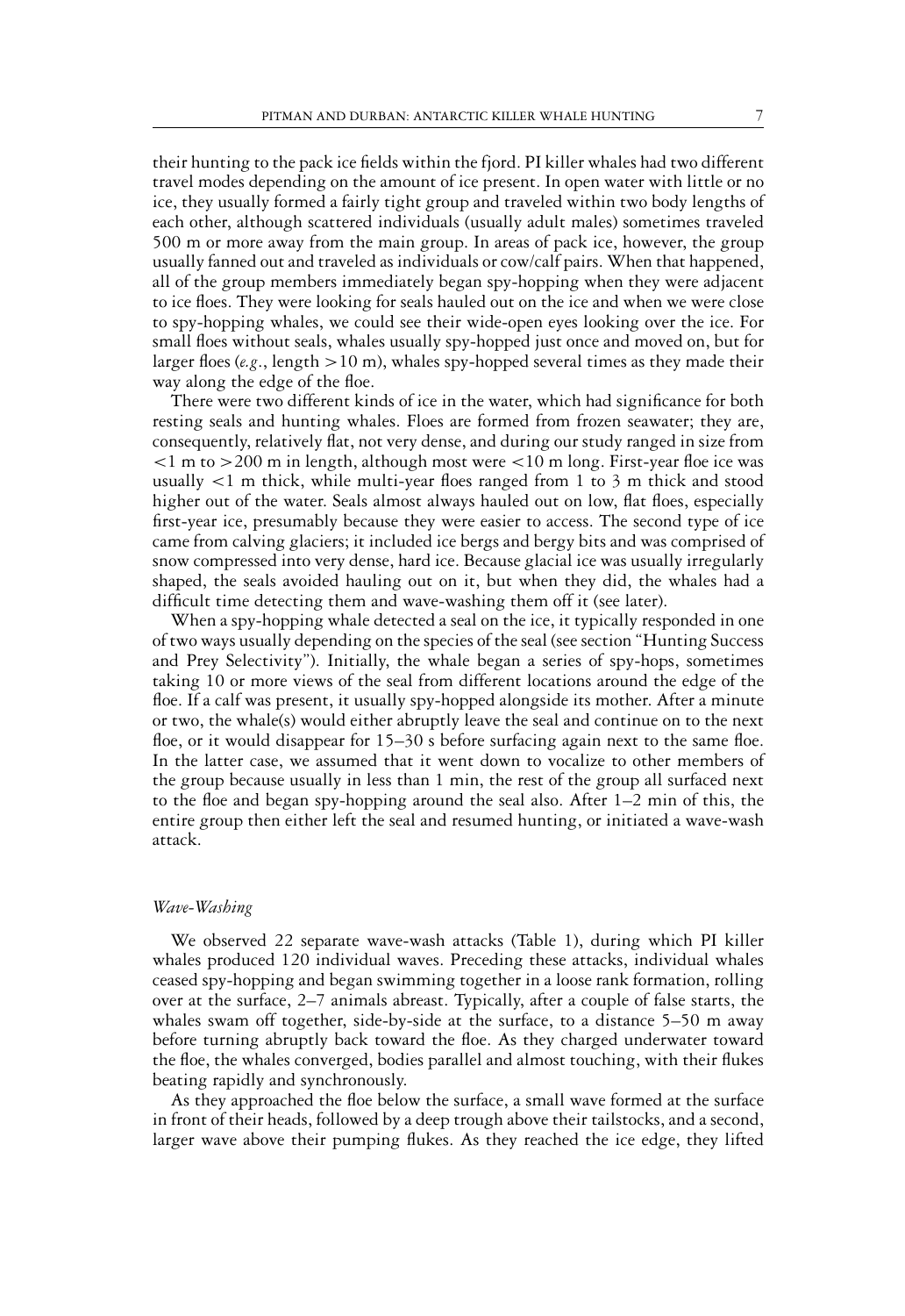their hunting to the pack ice fields within the fjord. PI killer whales had two different travel modes depending on the amount of ice present. In open water with little or no ice, they usually formed a fairly tight group and traveled within two body lengths of each other, although scattered individuals (usually adult males) sometimes traveled 500 m or more away from the main group. In areas of pack ice, however, the group usually fanned out and traveled as individuals or cow/calf pairs. When that happened, all of the group members immediately began spy-hopping when they were adjacent to ice floes. They were looking for seals hauled out on the ice and when we were close to spy-hopping whales, we could see their wide-open eyes looking over the ice. For small floes without seals, whales usually spy-hopped just once and moved on, but for larger floes (*e.g.*, length >10 m), whales spy-hopped several times as they made their way along the edge of the floe.

There were two different kinds of ice in the water, which had significance for both resting seals and hunting whales. Floes are formed from frozen seawater; they are, consequently, relatively flat, not very dense, and during our study ranged in size from <1 m to >200 m in length, although most were <10 m long. First-year floe ice was usually <1 m thick, while multi-year floes ranged from 1 to 3 m thick and stood higher out of the water. Seals almost always hauled out on low, flat floes, especially first-year ice, presumably because they were easier to access. The second type of ice came from calving glaciers; it included ice bergs and bergy bits and was comprised of snow compressed into very dense, hard ice. Because glacial ice was usually irregularly shaped, the seals avoided hauling out on it, but when they did, the whales had a difficult time detecting them and wave-washing them off it (see later).

When a spy-hopping whale detected a seal on the ice, it typically responded in one of two ways usually depending on the species of the seal (see section "Hunting Success and Prey Selectivity"). Initially, the whale began a series of spy-hops, sometimes taking 10 or more views of the seal from different locations around the edge of the floe. If a calf was present, it usually spy-hopped alongside its mother. After a minute or two, the whale(s) would either abruptly leave the seal and continue on to the next floe, or it would disappear for 15–30 s before surfacing again next to the same floe. In the latter case, we assumed that it went down to vocalize to other members of the group because usually in less than 1 min, the rest of the group all surfaced next to the floe and began spy-hopping around the seal also. After 1–2 min of this, the entire group then either left the seal and resumed hunting, or initiated a wave-wash attack.

### *Wave-Washing*

We observed 22 separate wave-wash attacks (Table 1), during which PI killer whales produced 120 individual waves. Preceding these attacks, individual whales ceased spy-hopping and began swimming together in a loose rank formation, rolling over at the surface, 2–7 animals abreast. Typically, after a couple of false starts, the whales swam off together, side-by-side at the surface, to a distance 5–50 m away before turning abruptly back toward the floe. As they charged underwater toward the floe, the whales converged, bodies parallel and almost touching, with their flukes beating rapidly and synchronously.

As they approached the floe below the surface, a small wave formed at the surface in front of their heads, followed by a deep trough above their tailstocks, and a second, larger wave above their pumping flukes. As they reached the ice edge, they lifted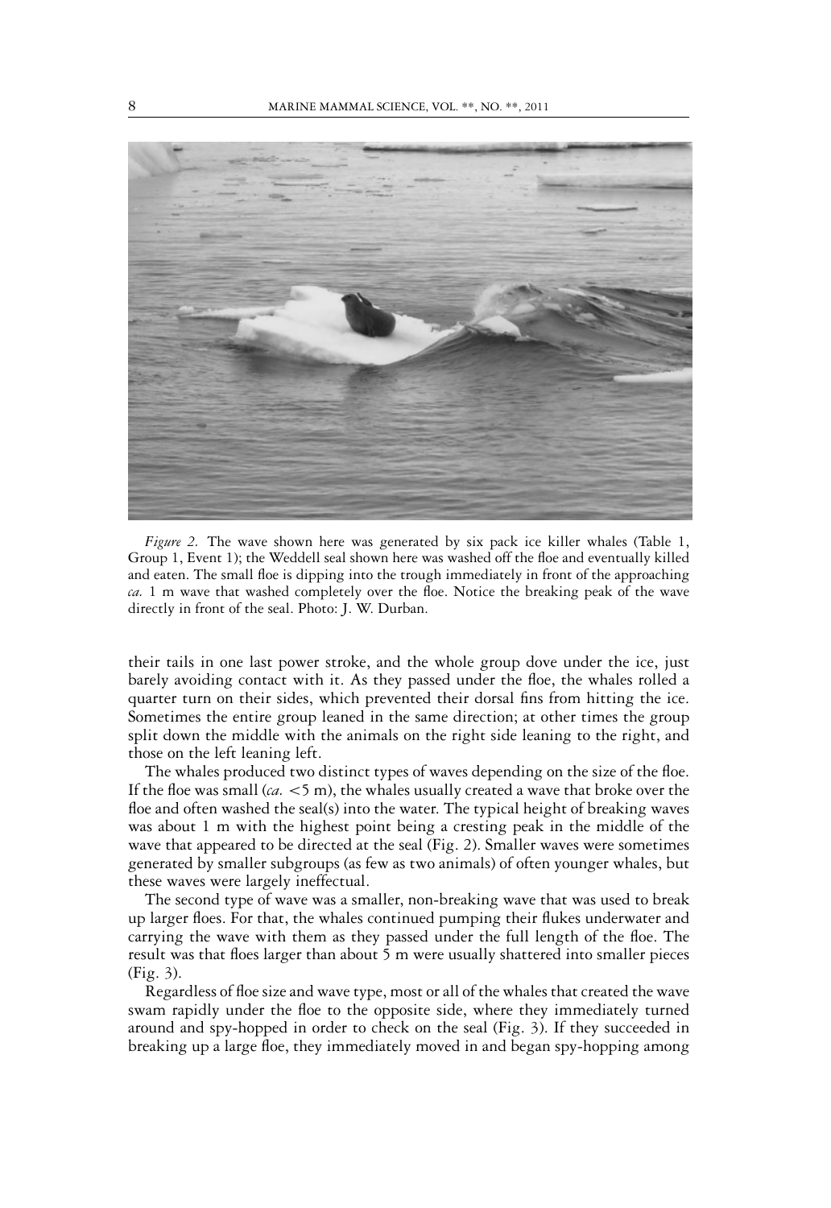*Figure 2.* The wave shown here was generated by six pack ice killer whales (Table 1, Group 1, Event 1); the Weddell seal shown here was washed off the floe and eventually killed and eaten. The small floe is dipping into the trough immediately in front of the approaching *ca.* 1 m wave that washed completely over the floe. Notice the breaking peak of the wave directly in front of the seal. Photo: J. W. Durban.

their tails in one last power stroke, and the whole group dove under the ice, just barely avoiding contact with it. As they passed under the floe, the whales rolled a quarter turn on their sides, which prevented their dorsal fins from hitting the ice. Sometimes the entire group leaned in the same direction; at other times the group split down the middle with the animals on the right side leaning to the right, and those on the left leaning left.

The whales produced two distinct types of waves depending on the size of the floe. If the floe was small (*ca.* <5 m), the whales usually created a wave that broke over the floe and often washed the seal(s) into the water. The typical height of breaking waves was about 1 m with the highest point being a cresting peak in the middle of the wave that appeared to be directed at the seal (Fig. 2). Smaller waves were sometimes generated by smaller subgroups (as few as two animals) of often younger whales, but these waves were largely ineffectual.

The second type of wave was a smaller, non-breaking wave that was used to break up larger floes. For that, the whales continued pumping their flukes underwater and carrying the wave with them as they passed under the full length of the floe. The result was that floes larger than about 5 m were usually shattered into smaller pieces (Fig. 3).

Regardless of floe size and wave type, most or all of the whales that created the wave swam rapidly under the floe to the opposite side, where they immediately turned around and spy-hopped in order to check on the seal (Fig. 3). If they succeeded in breaking up a large floe, they immediately moved in and began spy-hopping among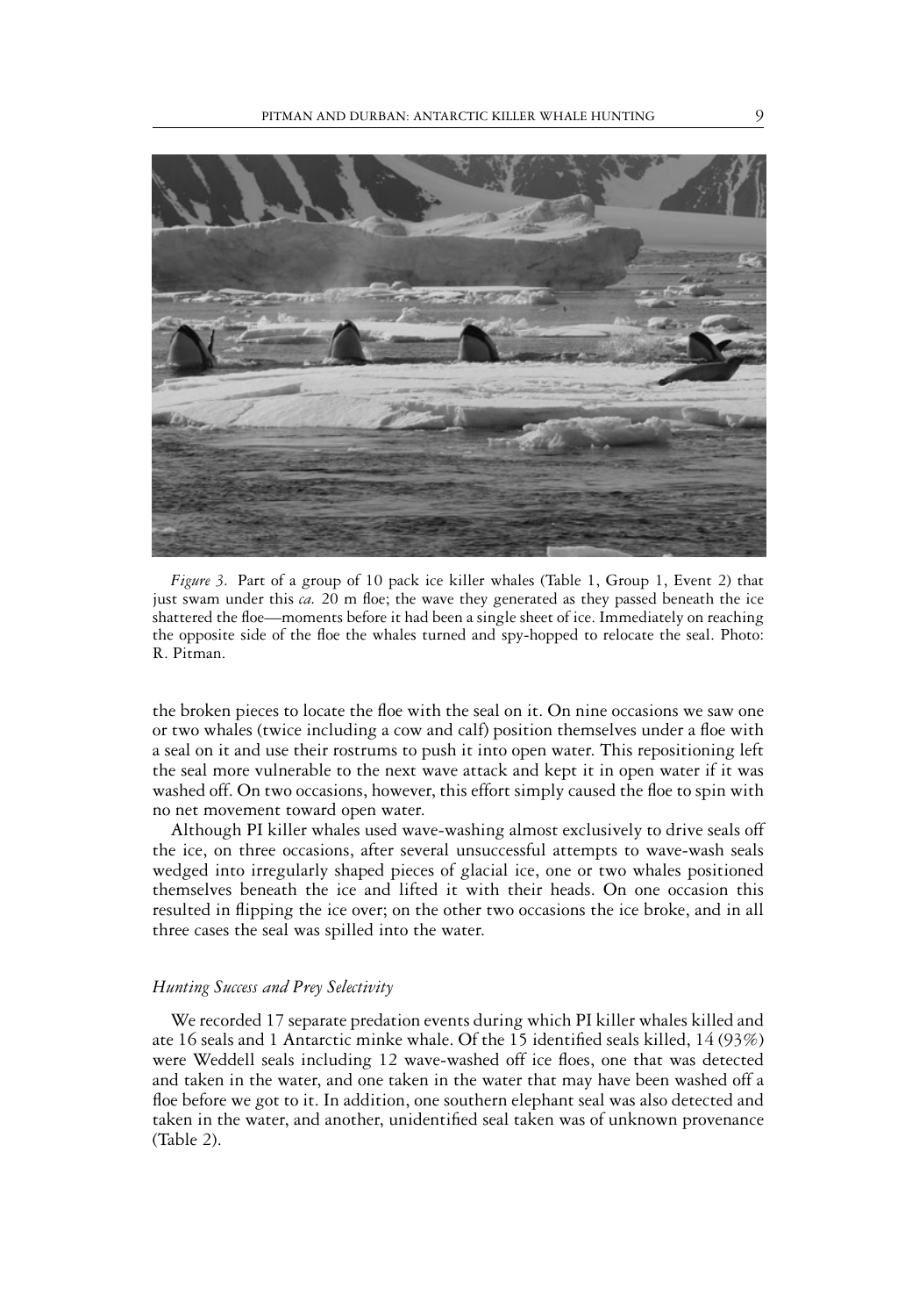*Figure 3.* Part of a group of 10 pack ice killer whales (Table 1, Group 1, Event 2) that just swam under this *ca.* 20 m floe; the wave they generated as they passed beneath the ice shattered the floe—moments before it had been a single sheet of ice. Immediately on reaching the opposite side of the floe the whales turned and spy-hopped to relocate the seal. Photo: R. Pitman.

the broken pieces to locate the floe with the seal on it. On nine occasions we saw one or two whales (twice including a cow and calf) position themselves under a floe with a seal on it and use their rostrums to push it into open water. This repositioning left the seal more vulnerable to the next wave attack and kept it in open water if it was washed off. On two occasions, however, this effort simply caused the floe to spin with no net movement toward open water.

Although PI killer whales used wave-washing almost exclusively to drive seals off the ice, on three occasions, after several unsuccessful attempts to wave-wash seals wedged into irregularly shaped pieces of glacial ice, one or two whales positioned themselves beneath the ice and lifted it with their heads. On one occasion this resulted in flipping the ice over; on the other two occasions the ice broke, and in all three cases the seal was spilled into the water.

### *Hunting Success and Prey Selectivity*

We recorded 17 separate predation events during which PI killer whales killed and ate 16 seals and 1 Antarctic minke whale. Of the 15 identified seals killed, 14 (93%) were Weddell seals including 12 wave-washed off ice floes, one that was detected and taken in the water, and one taken in the water that may have been washed off a floe before we got to it. In addition, one southern elephant seal was also detected and taken in the water, and another, unidentified seal taken was of unknown provenance (Table 2).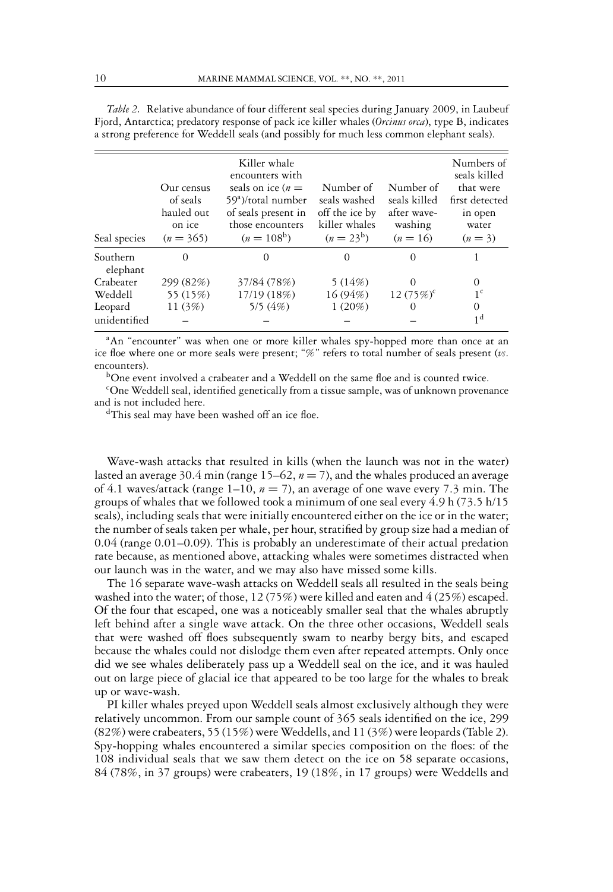*Table 2.* Relative abundance of four different seal species during January 2009, in Laubeuf Fjord, Antarctica; predatory response of pack ice killer whales (*Orcinus orca*), type B, indicates a strong preference for Weddell seals (and possibly for much less common elephant seals).

| Seal species | Our census of seals hauled out on ice ($n = 365$) | Killer whale encounters with seals on ice ($n = 59$[a])/total number of seals present in those encounters ($n = 108$[b]) | Number of seals washed off the ice by killer whales ($n = 23$[b]) | Number of seals killed after wave-washing ($n = 16$) | Numbers of seals killed that were first detected in open water ($n = 3$) |
|---|---|---|---|---|---|
| Southern elephant | 0 | 0 | 0 | 0 | 1 |
| Crabeater | 299 (82%) | 37/84 (78%) | 5 (14%) | 0 | 0 |
| Weddell | 55 (15%) | 17/19 (18%) | 16 (94%) | 12 (75%)[c] | 1[c] |
| Leopard | 11 (3%) | 5/5 (4%) | 1 (20%) | 0 | 0 |
| unidentified | – | – | – | – | 1[d] |

[a]An "encounter" was when one or more killer whales spy-hopped more than once at an ice floe where one or more seals were present; "%" refers to total number of seals present (*vs.* encounters).

[b]One event involved a crabeater and a Weddell on the same floe and is counted twice.

[c]One Weddell seal, identified genetically from a tissue sample, was of unknown provenance and is not included here.

[d]This seal may have been washed off an ice floe.

Wave-wash attacks that resulted in kills (when the launch was not in the water) lasted an average 30.4 min (range 15–62, $n = 7$), and the whales produced an average of 4.1 waves/attack (range 1–10, $n = 7$), an average of one wave every 7.3 min. The groups of whales that we followed took a minimum of one seal every 4.9 h (73.5 h/15 seals), including seals that were initially encountered either on the ice or in the water; the number of seals taken per whale, per hour, stratified by group size had a median of 0.04 (range 0.01–0.09). This is probably an underestimate of their actual predation rate because, as mentioned above, attacking whales were sometimes distracted when our launch was in the water, and we may also have missed some kills.

The 16 separate wave-wash attacks on Weddell seals all resulted in the seals being washed into the water; of those, 12 (75%) were killed and eaten and 4 (25%) escaped. Of the four that escaped, one was a noticeably smaller seal that the whales abruptly left behind after a single wave attack. On the three other occasions, Weddell seals that were washed off floes subsequently swam to nearby bergy bits, and escaped because the whales could not dislodge them even after repeated attempts. Only once did we see whales deliberately pass up a Weddell seal on the ice, and it was hauled out on large piece of glacial ice that appeared to be too large for the whales to break up or wave-wash.

PI killer whales preyed upon Weddell seals almost exclusively although they were relatively uncommon. From our sample count of 365 seals identified on the ice, 299 (82%) were crabeaters, 55 (15%) were Weddells, and 11 (3%) were leopards (Table 2). Spy-hopping whales encountered a similar species composition on the floes: of the 108 individual seals that we saw them detect on the ice on 58 separate occasions, 84 (78%, in 37 groups) were crabeaters, 19 (18%, in 17 groups) were Weddells and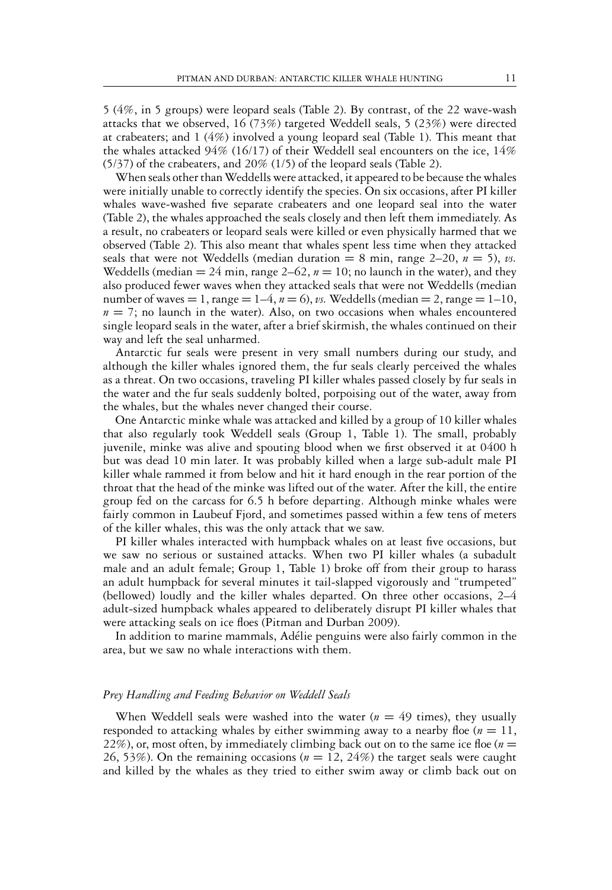5 (4%, in 5 groups) were leopard seals (Table 2). By contrast, of the 22 wave-wash attacks that we observed, 16 (73%) targeted Weddell seals, 5 (23%) were directed at crabeaters; and 1 (4%) involved a young leopard seal (Table 1). This meant that the whales attacked 94% (16/17) of their Weddell seal encounters on the ice, 14% (5/37) of the crabeaters, and 20% (1/5) of the leopard seals (Table 2).

When seals other than Weddells were attacked, it appeared to be because the whales were initially unable to correctly identify the species. On six occasions, after PI killer whales wave-washed five separate crabeaters and one leopard seal into the water (Table 2), the whales approached the seals closely and then left them immediately. As a result, no crabeaters or leopard seals were killed or even physically harmed that we observed (Table 2). This also meant that whales spent less time when they attacked seals that were not Weddells (median duration = 8 min, range 2–20, $n = 5$), *vs.* Weddells (median = 24 min, range 2–62, $n = 10$; no launch in the water), and they also produced fewer waves when they attacked seals that were not Weddells (median number of waves = 1, range = 1–4, $n = 6$), *vs.* Weddells (median = 2, range = 1–10, $n = 7$; no launch in the water). Also, on two occasions when whales encountered single leopard seals in the water, after a brief skirmish, the whales continued on their way and left the seal unharmed.

Antarctic fur seals were present in very small numbers during our study, and although the killer whales ignored them, the fur seals clearly perceived the whales as a threat. On two occasions, traveling PI killer whales passed closely by fur seals in the water and the fur seals suddenly bolted, porpoising out of the water, away from the whales, but the whales never changed their course.

One Antarctic minke whale was attacked and killed by a group of 10 killer whales that also regularly took Weddell seals (Group 1, Table 1). The small, probably juvenile, minke was alive and spouting blood when we first observed it at 0400 h but was dead 10 min later. It was probably killed when a large sub-adult male PI killer whale rammed it from below and hit it hard enough in the rear portion of the throat that the head of the minke was lifted out of the water. After the kill, the entire group fed on the carcass for 6.5 h before departing. Although minke whales were fairly common in Laubeuf Fjord, and sometimes passed within a few tens of meters of the killer whales, this was the only attack that we saw.

PI killer whales interacted with humpback whales on at least five occasions, but we saw no serious or sustained attacks. When two PI killer whales (a subadult male and an adult female; Group 1, Table 1) broke off from their group to harass an adult humpback for several minutes it tail-slapped vigorously and "trumpeted" (bellowed) loudly and the killer whales departed. On three other occasions, 2–4 adult-sized humpback whales appeared to deliberately disrupt PI killer whales that were attacking seals on ice floes (Pitman and Durban 2009).

In addition to marine mammals, Adélie penguins were also fairly common in the area, but we saw no whale interactions with them.

### *Prey Handling and Feeding Behavior on Weddell Seals*

When Weddell seals were washed into the water ($n = 49$ times), they usually responded to attacking whales by either swimming away to a nearby floe ($n = 11$, 22%), or, most often, by immediately climbing back out on to the same ice floe ($n = 26$, 53%). On the remaining occasions ($n = 12$, 24%) the target seals were caught and killed by the whales as they tried to either swim away or climb back out on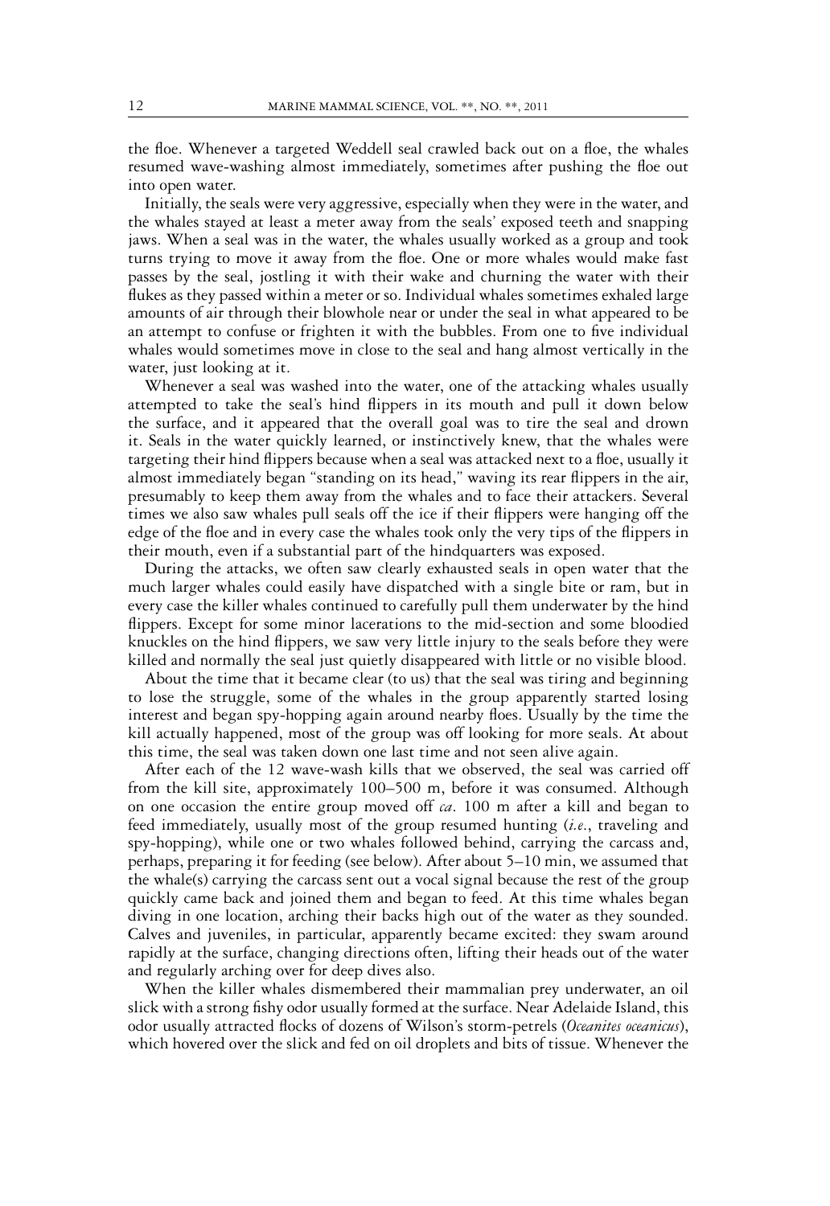the floe. Whenever a targeted Weddell seal crawled back out on a floe, the whales resumed wave-washing almost immediately, sometimes after pushing the floe out into open water.

Initially, the seals were very aggressive, especially when they were in the water, and the whales stayed at least a meter away from the seals' exposed teeth and snapping jaws. When a seal was in the water, the whales usually worked as a group and took turns trying to move it away from the floe. One or more whales would make fast passes by the seal, jostling it with their wake and churning the water with their flukes as they passed within a meter or so. Individual whales sometimes exhaled large amounts of air through their blowhole near or under the seal in what appeared to be an attempt to confuse or frighten it with the bubbles. From one to five individual whales would sometimes move in close to the seal and hang almost vertically in the water, just looking at it.

Whenever a seal was washed into the water, one of the attacking whales usually attempted to take the seal's hind flippers in its mouth and pull it down below the surface, and it appeared that the overall goal was to tire the seal and drown it. Seals in the water quickly learned, or instinctively knew, that the whales were targeting their hind flippers because when a seal was attacked next to a floe, usually it almost immediately began "standing on its head," waving its rear flippers in the air, presumably to keep them away from the whales and to face their attackers. Several times we also saw whales pull seals off the ice if their flippers were hanging off the edge of the floe and in every case the whales took only the very tips of the flippers in their mouth, even if a substantial part of the hindquarters was exposed.

During the attacks, we often saw clearly exhausted seals in open water that the much larger whales could easily have dispatched with a single bite or ram, but in every case the killer whales continued to carefully pull them underwater by the hind flippers. Except for some minor lacerations to the mid-section and some bloodied knuckles on the hind flippers, we saw very little injury to the seals before they were killed and normally the seal just quietly disappeared with little or no visible blood.

About the time that it became clear (to us) that the seal was tiring and beginning to lose the struggle, some of the whales in the group apparently started losing interest and began spy-hopping again around nearby floes. Usually by the time the kill actually happened, most of the group was off looking for more seals. At about this time, the seal was taken down one last time and not seen alive again.

After each of the 12 wave-wash kills that we observed, the seal was carried off from the kill site, approximately 100–500 m, before it was consumed. Although on one occasion the entire group moved off *ca*. 100 m after a kill and began to feed immediately, usually most of the group resumed hunting (*i.e.*, traveling and spy-hopping), while one or two whales followed behind, carrying the carcass and, perhaps, preparing it for feeding (see below). After about 5–10 min, we assumed that the whale(s) carrying the carcass sent out a vocal signal because the rest of the group quickly came back and joined them and began to feed. At this time whales began diving in one location, arching their backs high out of the water as they sounded. Calves and juveniles, in particular, apparently became excited: they swam around rapidly at the surface, changing directions often, lifting their heads out of the water and regularly arching over for deep dives also.

When the killer whales dismembered their mammalian prey underwater, an oil slick with a strong fishy odor usually formed at the surface. Near Adelaide Island, this odor usually attracted flocks of dozens of Wilson's storm-petrels (*Oceanites oceanicus*), which hovered over the slick and fed on oil droplets and bits of tissue. Whenever the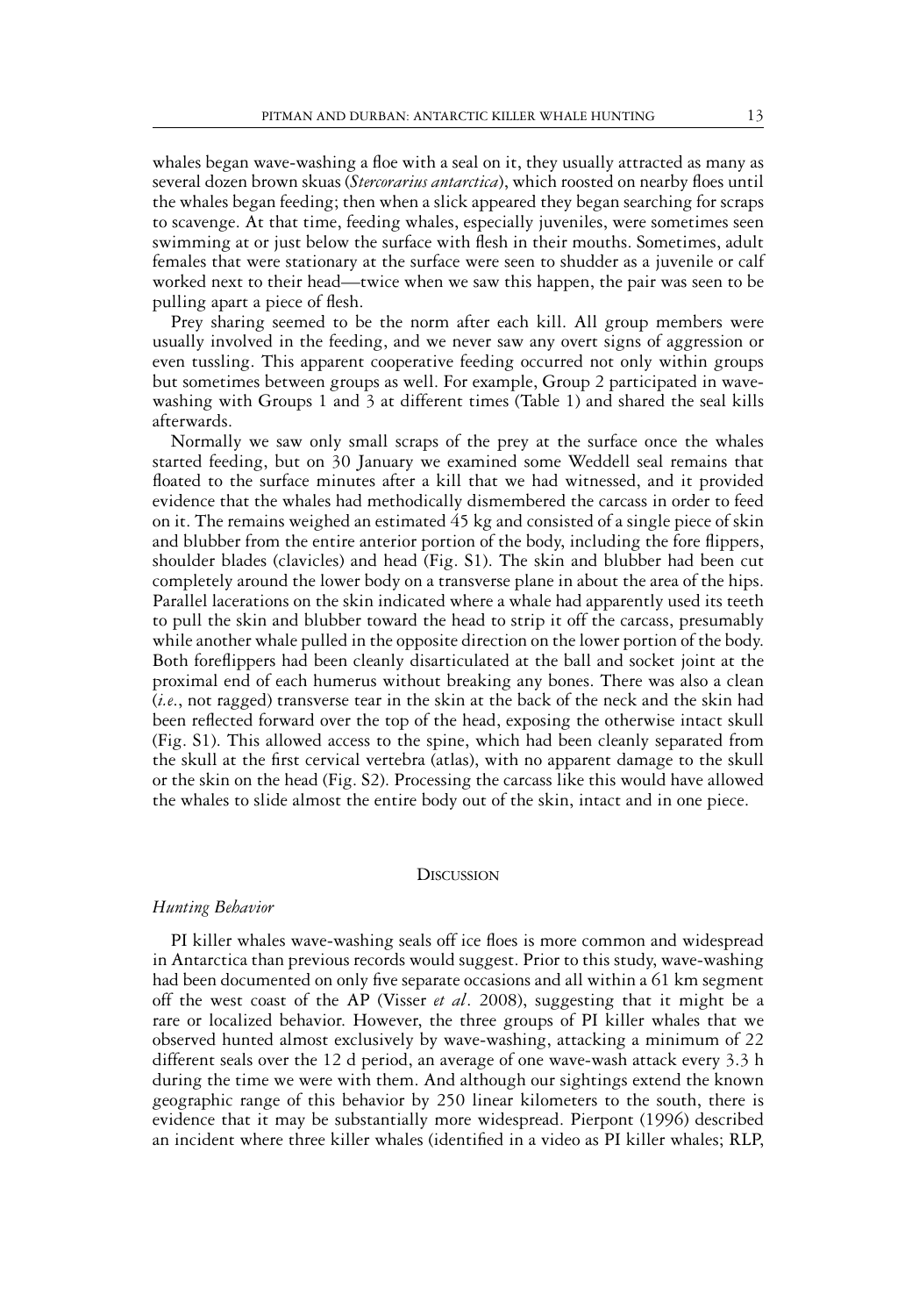whales began wave-washing a floe with a seal on it, they usually attracted as many as several dozen brown skuas (*Stercorarius antarctica*), which roosted on nearby floes until the whales began feeding; then when a slick appeared they began searching for scraps to scavenge. At that time, feeding whales, especially juveniles, were sometimes seen swimming at or just below the surface with flesh in their mouths. Sometimes, adult females that were stationary at the surface were seen to shudder as a juvenile or calf worked next to their head—twice when we saw this happen, the pair was seen to be pulling apart a piece of flesh.

Prey sharing seemed to be the norm after each kill. All group members were usually involved in the feeding, and we never saw any overt signs of aggression or even tussling. This apparent cooperative feeding occurred not only within groups but sometimes between groups as well. For example, Group 2 participated in wave-washing with Groups 1 and 3 at different times (Table 1) and shared the seal kills afterwards.

Normally we saw only small scraps of the prey at the surface once the whales started feeding, but on 30 January we examined some Weddell seal remains that floated to the surface minutes after a kill that we had witnessed, and it provided evidence that the whales had methodically dismembered the carcass in order to feed on it. The remains weighed an estimated 45 kg and consisted of a single piece of skin and blubber from the entire anterior portion of the body, including the fore flippers, shoulder blades (clavicles) and head (Fig. S1). The skin and blubber had been cut completely around the lower body on a transverse plane in about the area of the hips. Parallel lacerations on the skin indicated where a whale had apparently used its teeth to pull the skin and blubber toward the head to strip it off the carcass, presumably while another whale pulled in the opposite direction on the lower portion of the body. Both foreflippers had been cleanly disarticulated at the ball and socket joint at the proximal end of each humerus without breaking any bones. There was also a clean (*i.e.*, not ragged) transverse tear in the skin at the back of the neck and the skin had been reflected forward over the top of the head, exposing the otherwise intact skull (Fig. S1). This allowed access to the spine, which had been cleanly separated from the skull at the first cervical vertebra (atlas), with no apparent damage to the skull or the skin on the head (Fig. S2). Processing the carcass like this would have allowed the whales to slide almost the entire body out of the skin, intact and in one piece.

## Discussion

### *Hunting Behavior*

PI killer whales wave-washing seals off ice floes is more common and widespread in Antarctica than previous records would suggest. Prior to this study, wave-washing had been documented on only five separate occasions and all within a 61 km segment off the west coast of the AP (Visser *et al*. 2008), suggesting that it might be a rare or localized behavior. However, the three groups of PI killer whales that we observed hunted almost exclusively by wave-washing, attacking a minimum of 22 different seals over the 12 d period, an average of one wave-wash attack every 3.3 h during the time we were with them. And although our sightings extend the known geographic range of this behavior by 250 linear kilometers to the south, there is evidence that it may be substantially more widespread. Pierpont (1996) described an incident where three killer whales (identified in a video as PI killer whales; RLP,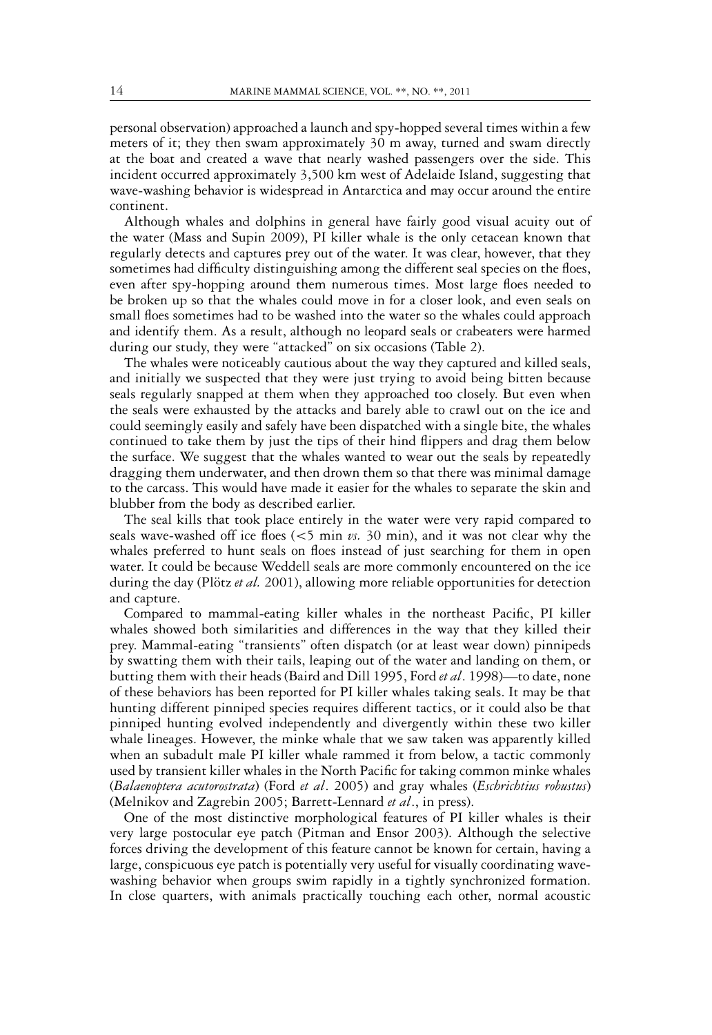personal observation) approached a launch and spy-hopped several times within a few meters of it; they then swam approximately 30 m away, turned and swam directly at the boat and created a wave that nearly washed passengers over the side. This incident occurred approximately 3,500 km west of Adelaide Island, suggesting that wave-washing behavior is widespread in Antarctica and may occur around the entire continent.

Although whales and dolphins in general have fairly good visual acuity out of the water (Mass and Supin 2009), PI killer whale is the only cetacean known that regularly detects and captures prey out of the water. It was clear, however, that they sometimes had difficulty distinguishing among the different seal species on the floes, even after spy-hopping around them numerous times. Most large floes needed to be broken up so that the whales could move in for a closer look, and even seals on small floes sometimes had to be washed into the water so the whales could approach and identify them. As a result, although no leopard seals or crabeaters were harmed during our study, they were "attacked" on six occasions (Table 2).

The whales were noticeably cautious about the way they captured and killed seals, and initially we suspected that they were just trying to avoid being bitten because seals regularly snapped at them when they approached too closely. But even when the seals were exhausted by the attacks and barely able to crawl out on the ice and could seemingly easily and safely have been dispatched with a single bite, the whales continued to take them by just the tips of their hind flippers and drag them below the surface. We suggest that the whales wanted to wear out the seals by repeatedly dragging them underwater, and then drown them so that there was minimal damage to the carcass. This would have made it easier for the whales to separate the skin and blubber from the body as described earlier.

The seal kills that took place entirely in the water were very rapid compared to seals wave-washed off ice floes (<5 min *vs.* 30 min), and it was not clear why the whales preferred to hunt seals on floes instead of just searching for them in open water. It could be because Weddell seals are more commonly encountered on the ice during the day (Plötz *et al.* 2001), allowing more reliable opportunities for detection and capture.

Compared to mammal-eating killer whales in the northeast Pacific, PI killer whales showed both similarities and differences in the way that they killed their prey. Mammal-eating "transients" often dispatch (or at least wear down) pinnipeds by swatting them with their tails, leaping out of the water and landing on them, or butting them with their heads (Baird and Dill 1995, Ford *et al*. 1998)—to date, none of these behaviors has been reported for PI killer whales taking seals. It may be that hunting different pinniped species requires different tactics, or it could also be that pinniped hunting evolved independently and divergently within these two killer whale lineages. However, the minke whale that we saw taken was apparently killed when an subadult male PI killer whale rammed it from below, a tactic commonly used by transient killer whales in the North Pacific for taking common minke whales (*Balaenoptera acutorostrata*) (Ford *et al*. 2005) and gray whales (*Eschrichtius robustus*) (Melnikov and Zagrebin 2005; Barrett-Lennard *et al*., in press).

One of the most distinctive morphological features of PI killer whales is their very large postocular eye patch (Pitman and Ensor 2003). Although the selective forces driving the development of this feature cannot be known for certain, having a large, conspicuous eye patch is potentially very useful for visually coordinating wave-washing behavior when groups swim rapidly in a tightly synchronized formation. In close quarters, with animals practically touching each other, normal acoustic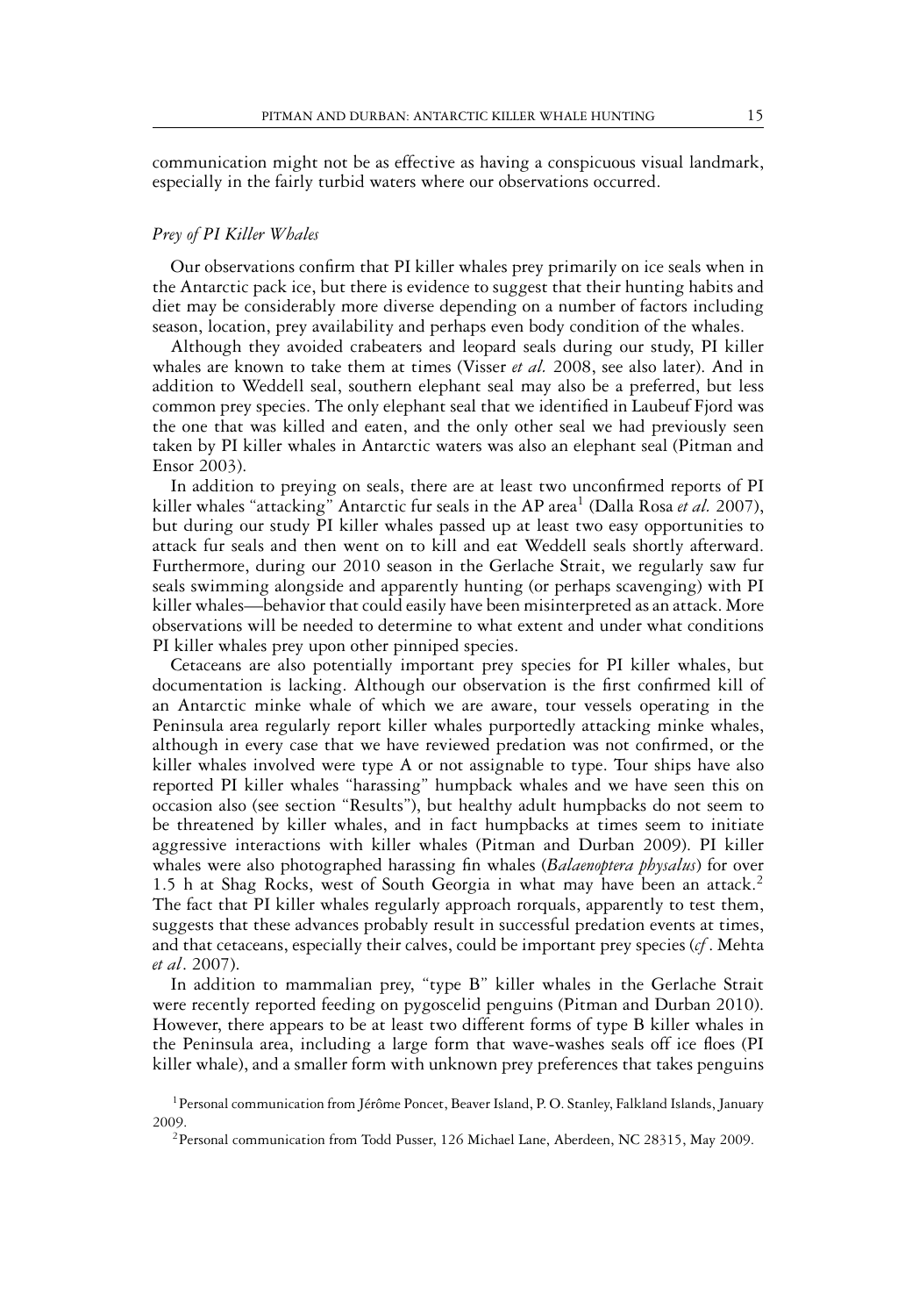communication might not be as effective as having a conspicuous visual landmark, especially in the fairly turbid waters where our observations occurred.

### *Prey of PI Killer Whales*

Our observations confirm that PI killer whales prey primarily on ice seals when in the Antarctic pack ice, but there is evidence to suggest that their hunting habits and diet may be considerably more diverse depending on a number of factors including season, location, prey availability and perhaps even body condition of the whales.

Although they avoided crabeaters and leopard seals during our study, PI killer whales are known to take them at times (Visser *et al.* 2008, see also later). And in addition to Weddell seal, southern elephant seal may also be a preferred, but less common prey species. The only elephant seal that we identified in Laubeuf Fjord was the one that was killed and eaten, and the only other seal we had previously seen taken by PI killer whales in Antarctic waters was also an elephant seal (Pitman and Ensor 2003).

In addition to preying on seals, there are at least two unconfirmed reports of PI killer whales "attacking" Antarctic fur seals in the AP area[1] (Dalla Rosa *et al.* 2007), but during our study PI killer whales passed up at least two easy opportunities to attack fur seals and then went on to kill and eat Weddell seals shortly afterward. Furthermore, during our 2010 season in the Gerlache Strait, we regularly saw fur seals swimming alongside and apparently hunting (or perhaps scavenging) with PI killer whales—behavior that could easily have been misinterpreted as an attack. More observations will be needed to determine to what extent and under what conditions PI killer whales prey upon other pinniped species.

Cetaceans are also potentially important prey species for PI killer whales, but documentation is lacking. Although our observation is the first confirmed kill of an Antarctic minke whale of which we are aware, tour vessels operating in the Peninsula area regularly report killer whales purportedly attacking minke whales, although in every case that we have reviewed predation was not confirmed, or the killer whales involved were type A or not assignable to type. Tour ships have also reported PI killer whales "harassing" humpback whales and we have seen this on occasion also (see section "Results"), but healthy adult humpbacks do not seem to be threatened by killer whales, and in fact humpbacks at times seem to initiate aggressive interactions with killer whales (Pitman and Durban 2009). PI killer whales were also photographed harassing fin whales (*Balaenoptera physalus*) for over 1.5 h at Shag Rocks, west of South Georgia in what may have been an attack.[2] The fact that PI killer whales regularly approach rorquals, apparently to test them, suggests that these advances probably result in successful predation events at times, and that cetaceans, especially their calves, could be important prey species (*cf*. Mehta *et al*. 2007).

In addition to mammalian prey, "type B" killer whales in the Gerlache Strait were recently reported feeding on pygoscelid penguins (Pitman and Durban 2010). However, there appears to be at least two different forms of type B killer whales in the Peninsula area, including a large form that wave-washes seals off ice floes (PI killer whale), and a smaller form with unknown prey preferences that takes penguins

[1] Personal communication from Jérôme Poncet, Beaver Island, P. O. Stanley, Falkland Islands, January 2009.

[2] Personal communication from Todd Pusser, 126 Michael Lane, Aberdeen, NC 28315, May 2009.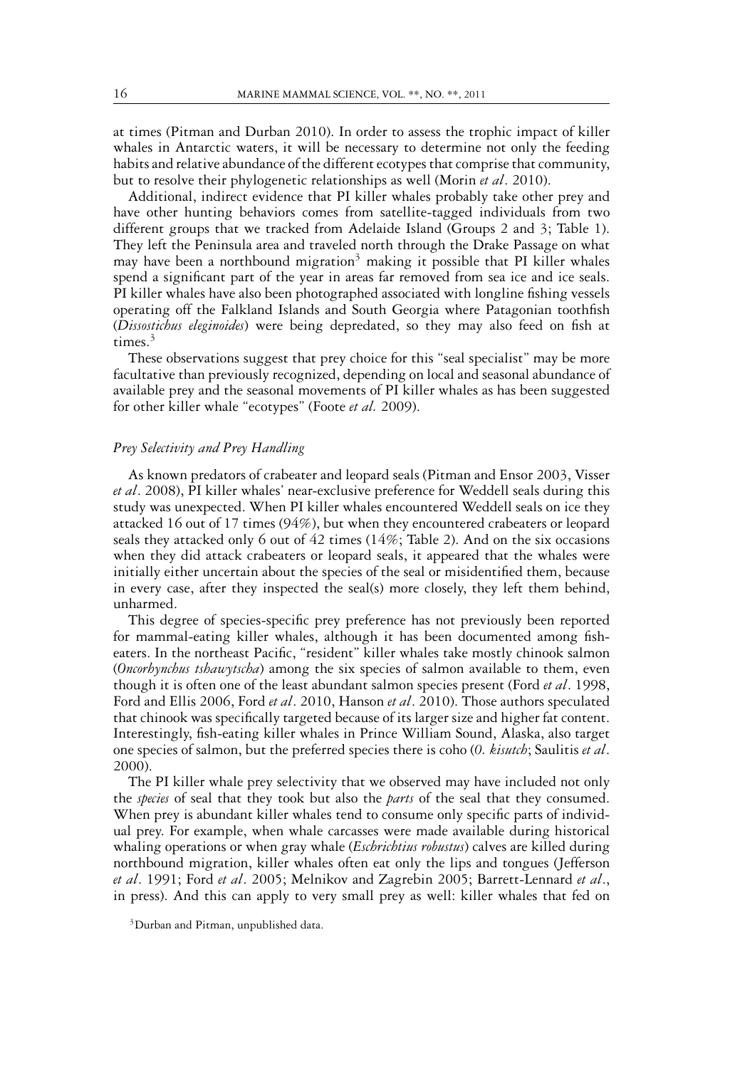at times (Pitman and Durban 2010). In order to assess the trophic impact of killer whales in Antarctic waters, it will be necessary to determine not only the feeding habits and relative abundance of the different ecotypes that comprise that community, but to resolve their phylogenetic relationships as well (Morin *et al*. 2010).

Additional, indirect evidence that PI killer whales probably take other prey and have other hunting behaviors comes from satellite-tagged individuals from two different groups that we tracked from Adelaide Island (Groups 2 and 3; Table 1). They left the Peninsula area and traveled north through the Drake Passage on what may have been a northbound migration[3] making it possible that PI killer whales spend a significant part of the year in areas far removed from sea ice and ice seals. PI killer whales have also been photographed associated with longline fishing vessels operating off the Falkland Islands and South Georgia where Patagonian toothfish (*Dissostichus eleginoides*) were being depredated, so they may also feed on fish at times.[3]

These observations suggest that prey choice for this "seal specialist" may be more facultative than previously recognized, depending on local and seasonal abundance of available prey and the seasonal movements of PI killer whales as has been suggested for other killer whale "ecotypes" (Foote *et al.* 2009).

### *Prey Selectivity and Prey Handling*

As known predators of crabeater and leopard seals (Pitman and Ensor 2003, Visser *et al*. 2008), PI killer whales' near-exclusive preference for Weddell seals during this study was unexpected. When PI killer whales encountered Weddell seals on ice they attacked 16 out of 17 times (94%), but when they encountered crabeaters or leopard seals they attacked only 6 out of 42 times (14%; Table 2). And on the six occasions when they did attack crabeaters or leopard seals, it appeared that the whales were initially either uncertain about the species of the seal or misidentified them, because in every case, after they inspected the seal(s) more closely, they left them behind, unharmed.

This degree of species-specific prey preference has not previously been reported for mammal-eating killer whales, although it has been documented among fish-eaters. In the northeast Pacific, "resident" killer whales take mostly chinook salmon (*Oncorhynchus tshawytscha*) among the six species of salmon available to them, even though it is often one of the least abundant salmon species present (Ford *et al*. 1998, Ford and Ellis 2006, Ford *et al*. 2010, Hanson *et al*. 2010). Those authors speculated that chinook was specifically targeted because of its larger size and higher fat content. Interestingly, fish-eating killer whales in Prince William Sound, Alaska, also target one species of salmon, but the preferred species there is coho (*0. kisutch*; Saulitis *et al*. 2000).

The PI killer whale prey selectivity that we observed may have included not only the *species* of seal that they took but also the *parts* of the seal that they consumed. When prey is abundant killer whales tend to consume only specific parts of individual prey. For example, when whale carcasses were made available during historical whaling operations or when gray whale (*Eschrichtius robustus*) calves are killed during northbound migration, killer whales often eat only the lips and tongues (Jefferson *et al*. 1991; Ford *et al*. 2005; Melnikov and Zagrebin 2005; Barrett-Lennard *et al*., in press). And this can apply to very small prey as well: killer whales that fed on

[3]Durban and Pitman, unpublished data.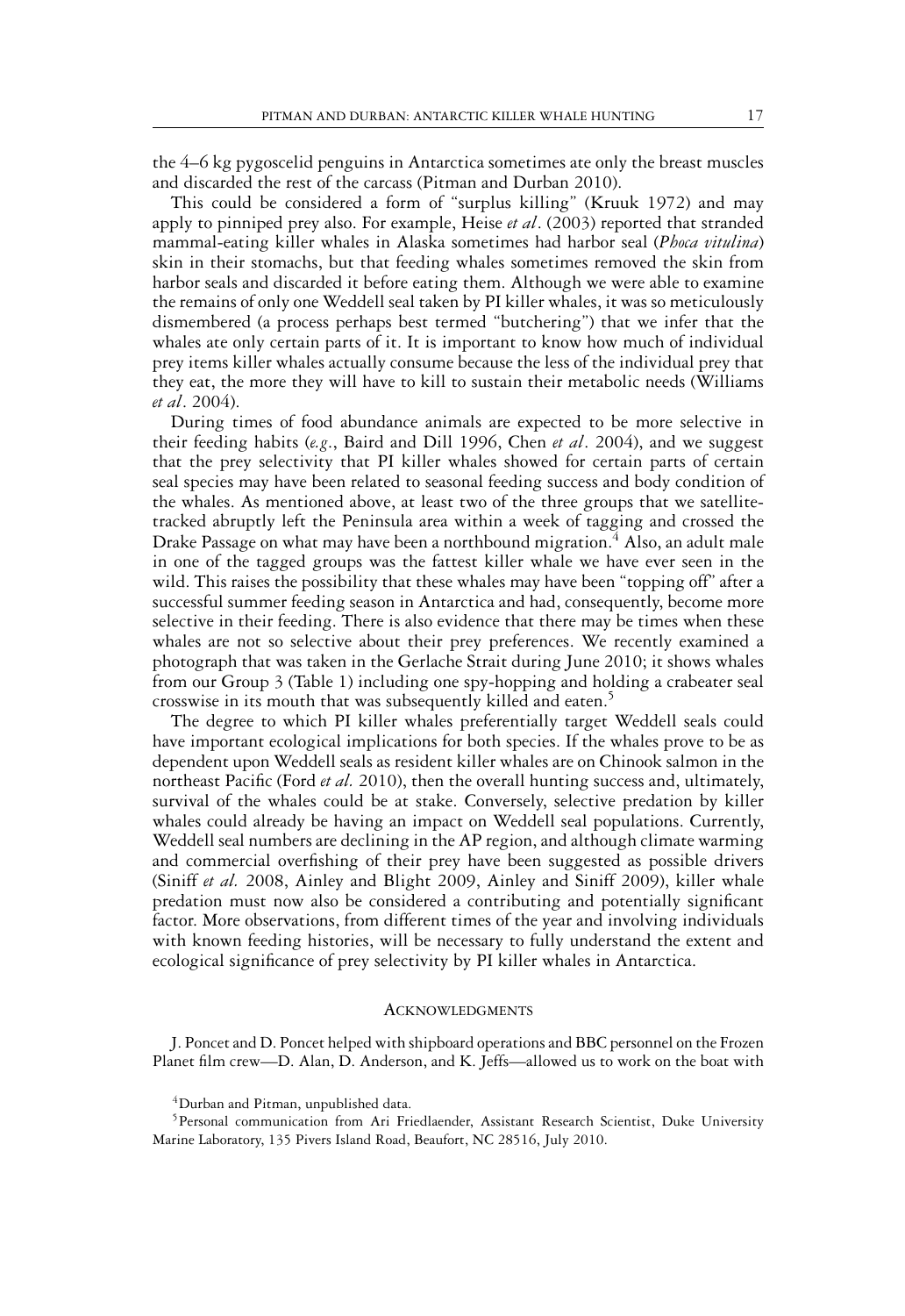the 4–6 kg pygoscelid penguins in Antarctica sometimes ate only the breast muscles and discarded the rest of the carcass (Pitman and Durban 2010).

This could be considered a form of "surplus killing" (Kruuk 1972) and may apply to pinniped prey also. For example, Heise *et al*. (2003) reported that stranded mammal-eating killer whales in Alaska sometimes had harbor seal (*Phoca vitulina*) skin in their stomachs, but that feeding whales sometimes removed the skin from harbor seals and discarded it before eating them. Although we were able to examine the remains of only one Weddell seal taken by PI killer whales, it was so meticulously dismembered (a process perhaps best termed "butchering") that we infer that the whales ate only certain parts of it. It is important to know how much of individual prey items killer whales actually consume because the less of the individual prey that they eat, the more they will have to kill to sustain their metabolic needs (Williams *et al*. 2004).

During times of food abundance animals are expected to be more selective in their feeding habits (*e.g*., Baird and Dill 1996, Chen *et al*. 2004), and we suggest that the prey selectivity that PI killer whales showed for certain parts of certain seal species may have been related to seasonal feeding success and body condition of the whales. As mentioned above, at least two of the three groups that we satellite-tracked abruptly left the Peninsula area within a week of tagging and crossed the Drake Passage on what may have been a northbound migration.[4] Also, an adult male in one of the tagged groups was the fattest killer whale we have ever seen in the wild. This raises the possibility that these whales may have been "topping off" after a successful summer feeding season in Antarctica and had, consequently, become more selective in their feeding. There is also evidence that there may be times when these whales are not so selective about their prey preferences. We recently examined a photograph that was taken in the Gerlache Strait during June 2010; it shows whales from our Group 3 (Table 1) including one spy-hopping and holding a crabeater seal crosswise in its mouth that was subsequently killed and eaten.[5]

The degree to which PI killer whales preferentially target Weddell seals could have important ecological implications for both species. If the whales prove to be as dependent upon Weddell seals as resident killer whales are on Chinook salmon in the northeast Pacific (Ford *et al.* 2010), then the overall hunting success and, ultimately, survival of the whales could be at stake. Conversely, selective predation by killer whales could already be having an impact on Weddell seal populations. Currently, Weddell seal numbers are declining in the AP region, and although climate warming and commercial overfishing of their prey have been suggested as possible drivers (Siniff *et al.* 2008, Ainley and Blight 2009, Ainley and Siniff 2009), killer whale predation must now also be considered a contributing and potentially significant factor. More observations, from different times of the year and involving individuals with known feeding histories, will be necessary to fully understand the extent and ecological significance of prey selectivity by PI killer whales in Antarctica.

## Acknowledgments

J. Poncet and D. Poncet helped with shipboard operations and BBC personnel on the Frozen Planet film crew—D. Alan, D. Anderson, and K. Jeffs—allowed us to work on the boat with

[4] Durban and Pitman, unpublished data.

[5] Personal communication from Ari Friedlaender, Assistant Research Scientist, Duke University Marine Laboratory, 135 Pivers Island Road, Beaufort, NC 28516, July 2010.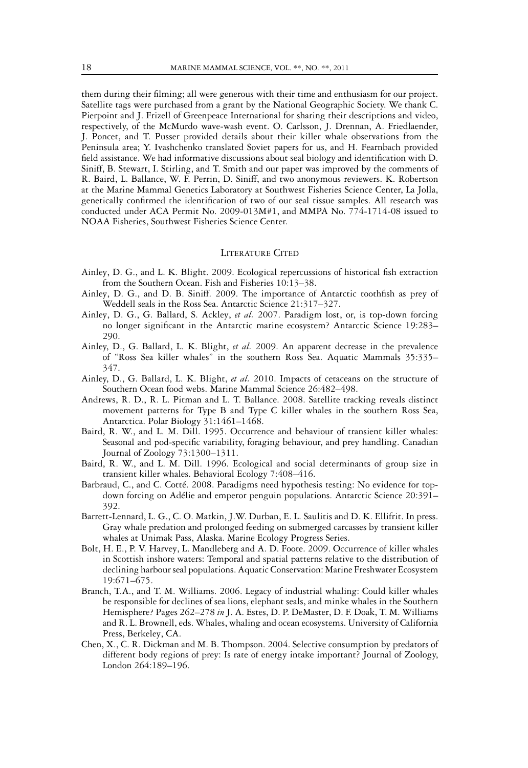them during their filming; all were generous with their time and enthusiasm for our project. Satellite tags were purchased from a grant by the National Geographic Society. We thank C. Pierpoint and J. Frizell of Greenpeace International for sharing their descriptions and video, respectively, of the McMurdo wave-wash event. O. Carlsson, J. Drennan, A. Friedlaender, J. Poncet, and T. Pusser provided details about their killer whale observations from the Peninsula area; Y. Ivashchenko translated Soviet papers for us, and H. Fearnbach provided field assistance. We had informative discussions about seal biology and identification with D. Siniff, B. Stewart, I. Stirling, and T. Smith and our paper was improved by the comments of R. Baird, L. Ballance, W. F. Perrin, D. Siniff, and two anonymous reviewers. K. Robertson at the Marine Mammal Genetics Laboratory at Southwest Fisheries Science Center, La Jolla, genetically confirmed the identification of two of our seal tissue samples. All research was conducted under ACA Permit No. 2009-013M#1, and MMPA No. 774-1714-08 issued to NOAA Fisheries, Southwest Fisheries Science Center.

## Literature Cited

Ainley, D. G., and L. K. Blight. 2009. Ecological repercussions of historical fish extraction from the Southern Ocean. Fish and Fisheries 10:13–38.

Ainley, D. G., and D. B. Siniff. 2009. The importance of Antarctic toothfish as prey of Weddell seals in the Ross Sea. Antarctic Science 21:317–327.

Ainley, D. G., G. Ballard, S. Ackley, *et al.* 2007. Paradigm lost, or, is top-down forcing no longer significant in the Antarctic marine ecosystem? Antarctic Science 19:283–290.

Ainley, D., G. Ballard, L. K. Blight, *et al.* 2009. An apparent decrease in the prevalence of "Ross Sea killer whales" in the southern Ross Sea. Aquatic Mammals 35:335–347.

Ainley, D., G. Ballard, L. K. Blight, *et al.* 2010. Impacts of cetaceans on the structure of Southern Ocean food webs. Marine Mammal Science 26:482–498.

Andrews, R. D., R. L. Pitman and L. T. Ballance. 2008. Satellite tracking reveals distinct movement patterns for Type B and Type C killer whales in the southern Ross Sea, Antarctica. Polar Biology 31:1461–1468.

Baird, R. W., and L. M. Dill. 1995. Occurrence and behaviour of transient killer whales: Seasonal and pod-specific variability, foraging behaviour, and prey handling. Canadian Journal of Zoology 73:1300–1311.

Baird, R. W., and L. M. Dill. 1996. Ecological and social determinants of group size in transient killer whales. Behavioral Ecology 7:408–416.

Barbraud, C., and C. Cotté. 2008. Paradigms need hypothesis testing: No evidence for top-down forcing on Adélie and emperor penguin populations. Antarctic Science 20:391–392.

Barrett-Lennard, L. G., C. O. Matkin, J.W. Durban, E. L. Saulitis and D. K. Ellifrit. In press. Gray whale predation and prolonged feeding on submerged carcasses by transient killer whales at Unimak Pass, Alaska. Marine Ecology Progress Series.

Bolt, H. E., P. V. Harvey, L. Mandleberg and A. D. Foote. 2009. Occurrence of killer whales in Scottish inshore waters: Temporal and spatial patterns relative to the distribution of declining harbour seal populations. Aquatic Conservation: Marine Freshwater Ecosystem 19:671–675.

Branch, T.A., and T. M. Williams. 2006. Legacy of industrial whaling: Could killer whales be responsible for declines of sea lions, elephant seals, and minke whales in the Southern Hemisphere? Pages 262–278 *in* J. A. Estes, D. P. DeMaster, D. F. Doak, T. M. Williams and R. L. Brownell, eds. Whales, whaling and ocean ecosystems. University of California Press, Berkeley, CA.

Chen, X., C. R. Dickman and M. B. Thompson. 2004. Selective consumption by predators of different body regions of prey: Is rate of energy intake important? Journal of Zoology, London 264:189–196.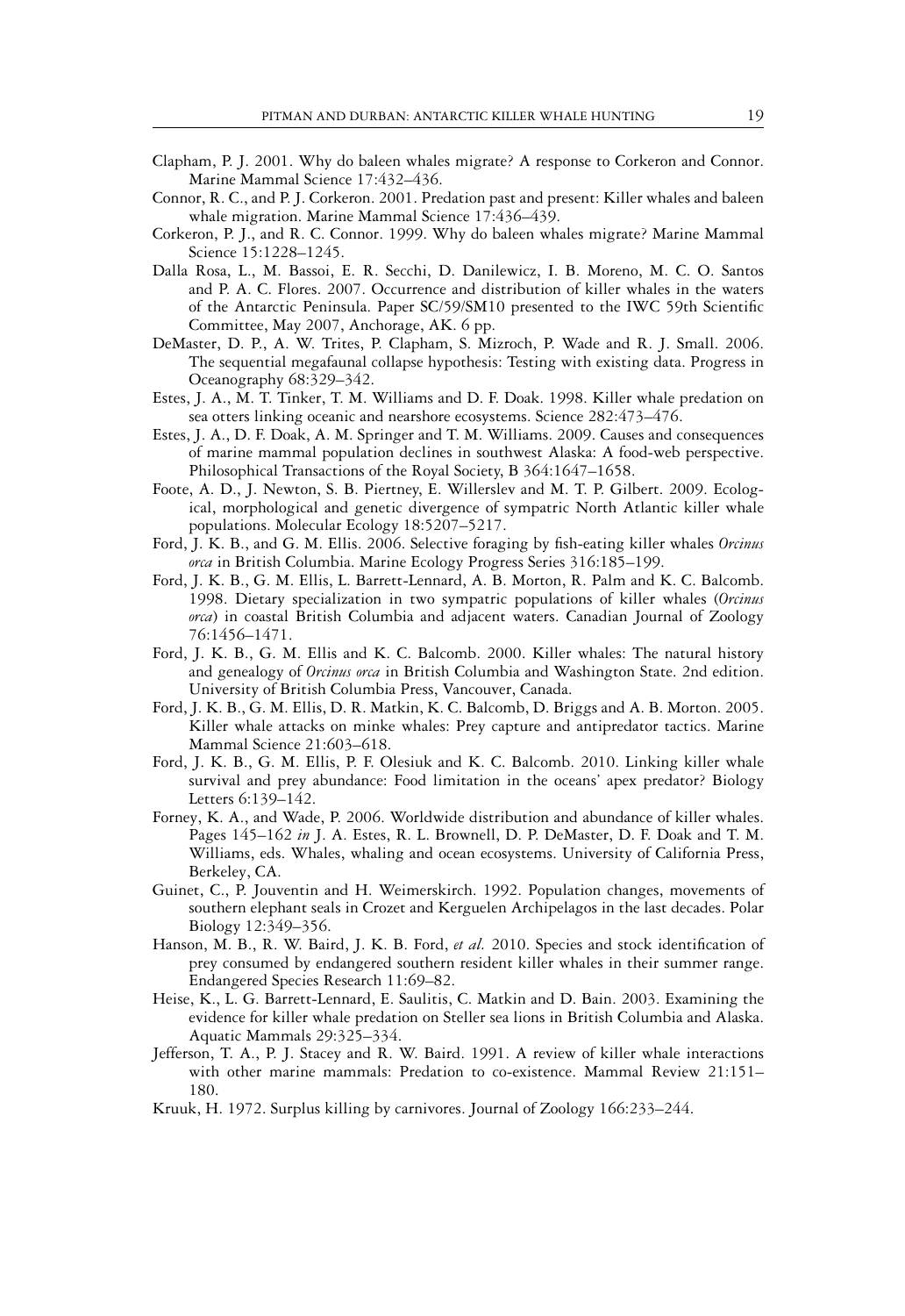Clapham, P. J. 2001. Why do baleen whales migrate? A response to Corkeron and Connor. Marine Mammal Science 17:432–436.

Connor, R. C., and P. J. Corkeron. 2001. Predation past and present: Killer whales and baleen whale migration. Marine Mammal Science 17:436–439.

Corkeron, P. J., and R. C. Connor. 1999. Why do baleen whales migrate? Marine Mammal Science 15:1228–1245.

Dalla Rosa, L., M. Bassoi, E. R. Secchi, D. Danilewicz, I. B. Moreno, M. C. O. Santos and P. A. C. Flores. 2007. Occurrence and distribution of killer whales in the waters of the Antarctic Peninsula. Paper SC/59/SM10 presented to the IWC 59th Scientific Committee, May 2007, Anchorage, AK. 6 pp.

DeMaster, D. P., A. W. Trites, P. Clapham, S. Mizroch, P. Wade and R. J. Small. 2006. The sequential megafaunal collapse hypothesis: Testing with existing data. Progress in Oceanography 68:329–342.

Estes, J. A., M. T. Tinker, T. M. Williams and D. F. Doak. 1998. Killer whale predation on sea otters linking oceanic and nearshore ecosystems. Science 282:473–476.

Estes, J. A., D. F. Doak, A. M. Springer and T. M. Williams. 2009. Causes and consequences of marine mammal population declines in southwest Alaska: A food-web perspective. Philosophical Transactions of the Royal Society, B 364:1647–1658.

Foote, A. D., J. Newton, S. B. Piertney, E. Willerslev and M. T. P. Gilbert. 2009. Ecological, morphological and genetic divergence of sympatric North Atlantic killer whale populations. Molecular Ecology 18:5207–5217.

Ford, J. K. B., and G. M. Ellis. 2006. Selective foraging by fish-eating killer whales *Orcinus orca* in British Columbia. Marine Ecology Progress Series 316:185–199.

Ford, J. K. B., G. M. Ellis, L. Barrett-Lennard, A. B. Morton, R. Palm and K. C. Balcomb. 1998. Dietary specialization in two sympatric populations of killer whales (*Orcinus orca*) in coastal British Columbia and adjacent waters. Canadian Journal of Zoology 76:1456–1471.

Ford, J. K. B., G. M. Ellis and K. C. Balcomb. 2000. Killer whales: The natural history and genealogy of *Orcinus orca* in British Columbia and Washington State. 2nd edition. University of British Columbia Press, Vancouver, Canada.

Ford, J. K. B., G. M. Ellis, D. R. Matkin, K. C. Balcomb, D. Briggs and A. B. Morton. 2005. Killer whale attacks on minke whales: Prey capture and antipredator tactics. Marine Mammal Science 21:603–618.

Ford, J. K. B., G. M. Ellis, P. F. Olesiuk and K. C. Balcomb. 2010. Linking killer whale survival and prey abundance: Food limitation in the oceans' apex predator? Biology Letters 6:139–142.

Forney, K. A., and Wade, P. 2006. Worldwide distribution and abundance of killer whales. Pages 145–162 *in* J. A. Estes, R. L. Brownell, D. P. DeMaster, D. F. Doak and T. M. Williams, eds. Whales, whaling and ocean ecosystems. University of California Press, Berkeley, CA.

Guinet, C., P. Jouventin and H. Weimerskirch. 1992. Population changes, movements of southern elephant seals in Crozet and Kerguelen Archipelagos in the last decades. Polar Biology 12:349–356.

Hanson, M. B., R. W. Baird, J. K. B. Ford, *et al.* 2010. Species and stock identification of prey consumed by endangered southern resident killer whales in their summer range. Endangered Species Research 11:69–82.

Heise, K., L. G. Barrett-Lennard, E. Saulitis, C. Matkin and D. Bain. 2003. Examining the evidence for killer whale predation on Steller sea lions in British Columbia and Alaska. Aquatic Mammals 29:325–334.

Jefferson, T. A., P. J. Stacey and R. W. Baird. 1991. A review of killer whale interactions with other marine mammals: Predation to co-existence. Mammal Review 21:151–180.

Kruuk, H. 1972. Surplus killing by carnivores. Journal of Zoology 166:233–244.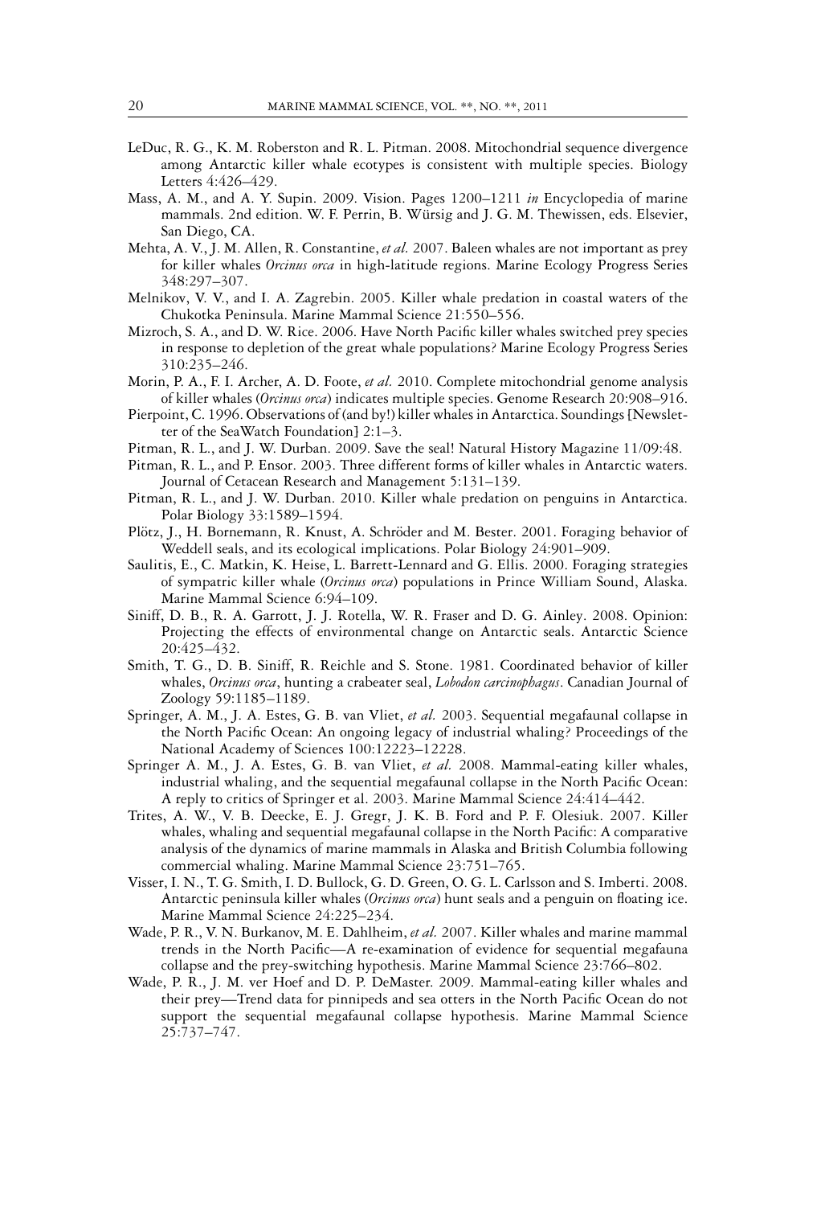LeDuc, R. G., K. M. Roberston and R. L. Pitman. 2008. Mitochondrial sequence divergence among Antarctic killer whale ecotypes is consistent with multiple species. Biology Letters 4:426–429.

Mass, A. M., and A. Y. Supin. 2009. Vision. Pages 1200–1211 *in* Encyclopedia of marine mammals. 2nd edition. W. F. Perrin, B. Würsig and J. G. M. Thewissen, eds. Elsevier, San Diego, CA.

Mehta, A. V., J. M. Allen, R. Constantine, *et al.* 2007. Baleen whales are not important as prey for killer whales *Orcinus orca* in high-latitude regions. Marine Ecology Progress Series 348:297–307.

Melnikov, V. V., and I. A. Zagrebin. 2005. Killer whale predation in coastal waters of the Chukotka Peninsula. Marine Mammal Science 21:550–556.

Mizroch, S. A., and D. W. Rice. 2006. Have North Pacific killer whales switched prey species in response to depletion of the great whale populations? Marine Ecology Progress Series 310:235–246.

Morin, P. A., F. I. Archer, A. D. Foote, *et al.* 2010. Complete mitochondrial genome analysis of killer whales (*Orcinus orca*) indicates multiple species. Genome Research 20:908–916.

Pierpoint, C. 1996. Observations of (and by!) killer whales in Antarctica. Soundings [Newsletter of the SeaWatch Foundation] 2:1–3.

Pitman, R. L., and J. W. Durban. 2009. Save the seal! Natural History Magazine 11/09:48.

Pitman, R. L., and P. Ensor. 2003. Three different forms of killer whales in Antarctic waters. Journal of Cetacean Research and Management 5:131–139.

Pitman, R. L., and J. W. Durban. 2010. Killer whale predation on penguins in Antarctica. Polar Biology 33:1589–1594.

Plötz, J., H. Bornemann, R. Knust, A. Schröder and M. Bester. 2001. Foraging behavior of Weddell seals, and its ecological implications. Polar Biology 24:901–909.

Saulitis, E., C. Matkin, K. Heise, L. Barrett-Lennard and G. Ellis. 2000. Foraging strategies of sympatric killer whale (*Orcinus orca*) populations in Prince William Sound, Alaska. Marine Mammal Science 6:94–109.

Siniff, D. B., R. A. Garrott, J. J. Rotella, W. R. Fraser and D. G. Ainley. 2008. Opinion: Projecting the effects of environmental change on Antarctic seals. Antarctic Science 20:425–432.

Smith, T. G., D. B. Siniff, R. Reichle and S. Stone. 1981. Coordinated behavior of killer whales, *Orcinus orca*, hunting a crabeater seal, *Lobodon carcinophagus*. Canadian Journal of Zoology 59:1185–1189.

Springer, A. M., J. A. Estes, G. B. van Vliet, *et al.* 2003. Sequential megafaunal collapse in the North Pacific Ocean: An ongoing legacy of industrial whaling? Proceedings of the National Academy of Sciences 100:12223–12228.

Springer A. M., J. A. Estes, G. B. van Vliet, *et al.* 2008. Mammal-eating killer whales, industrial whaling, and the sequential megafaunal collapse in the North Pacific Ocean: A reply to critics of Springer et al. 2003. Marine Mammal Science 24:414–442.

Trites, A. W., V. B. Deecke, E. J. Gregr, J. K. B. Ford and P. F. Olesiuk. 2007. Killer whales, whaling and sequential megafaunal collapse in the North Pacific: A comparative analysis of the dynamics of marine mammals in Alaska and British Columbia following commercial whaling. Marine Mammal Science 23:751–765.

Visser, I. N., T. G. Smith, I. D. Bullock, G. D. Green, O. G. L. Carlsson and S. Imberti. 2008. Antarctic peninsula killer whales (*Orcinus orca*) hunt seals and a penguin on floating ice. Marine Mammal Science 24:225–234.

Wade, P. R., V. N. Burkanov, M. E. Dahlheim, *et al.* 2007. Killer whales and marine mammal trends in the North Pacific—A re-examination of evidence for sequential megafauna collapse and the prey-switching hypothesis. Marine Mammal Science 23:766–802.

Wade, P. R., J. M. ver Hoef and D. P. DeMaster. 2009. Mammal-eating killer whales and their prey—Trend data for pinnipeds and sea otters in the North Pacific Ocean do not support the sequential megafaunal collapse hypothesis. Marine Mammal Science 25:737–747.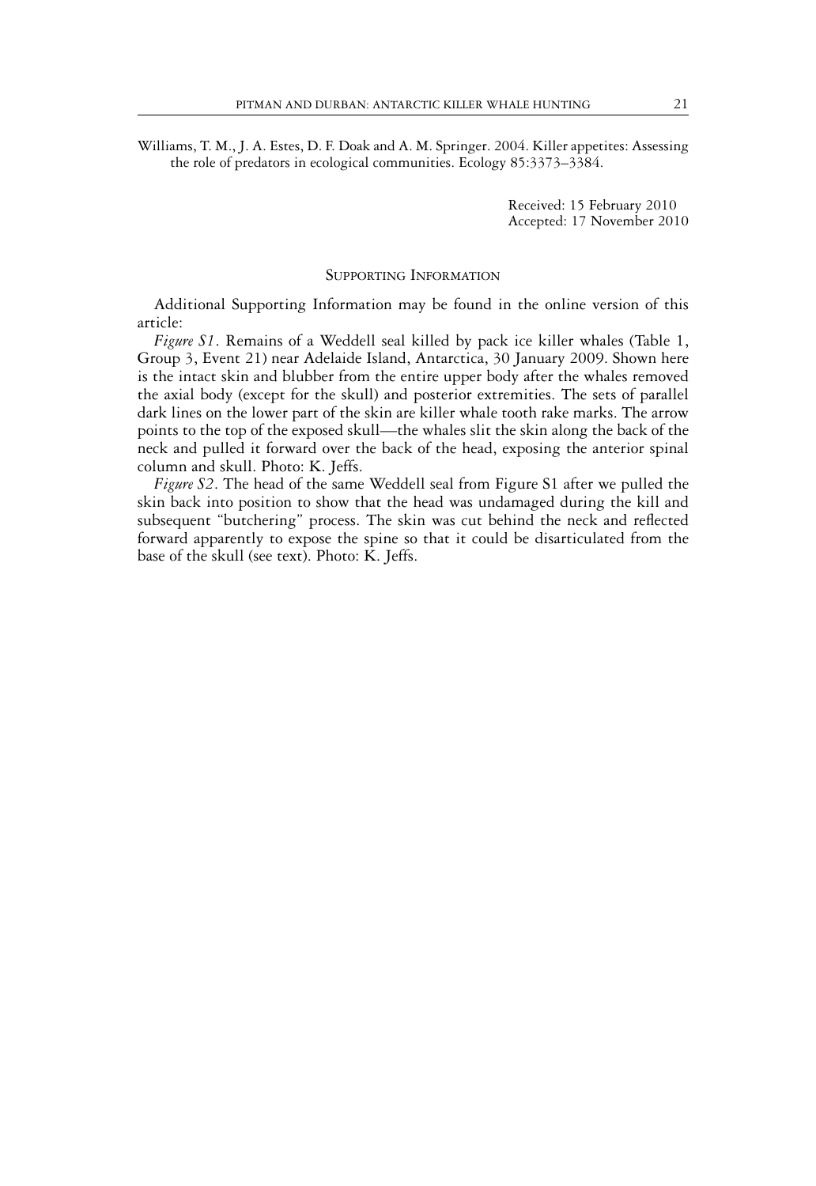Williams, T. M., J. A. Estes, D. F. Doak and A. M. Springer. 2004. Killer appetites: Assessing the role of predators in ecological communities. Ecology 85:3373–3384.

Received: 15 February 2010
Accepted: 17 November 2010

## Supporting Information

Additional Supporting Information may be found in the online version of this article:

*Figure S1*. Remains of a Weddell seal killed by pack ice killer whales (Table 1, Group 3, Event 21) near Adelaide Island, Antarctica, 30 January 2009. Shown here is the intact skin and blubber from the entire upper body after the whales removed the axial body (except for the skull) and posterior extremities. The sets of parallel dark lines on the lower part of the skin are killer whale tooth rake marks. The arrow points to the top of the exposed skull—the whales slit the skin along the back of the neck and pulled it forward over the back of the head, exposing the anterior spinal column and skull. Photo: K. Jeffs.

*Figure S2*. The head of the same Weddell seal from Figure S1 after we pulled the skin back into position to show that the head was undamaged during the kill and subsequent "butchering" process. The skin was cut behind the neck and reflected forward apparently to expose the spine so that it could be disarticulated from the base of the skull (see text). Photo: K. Jeffs.